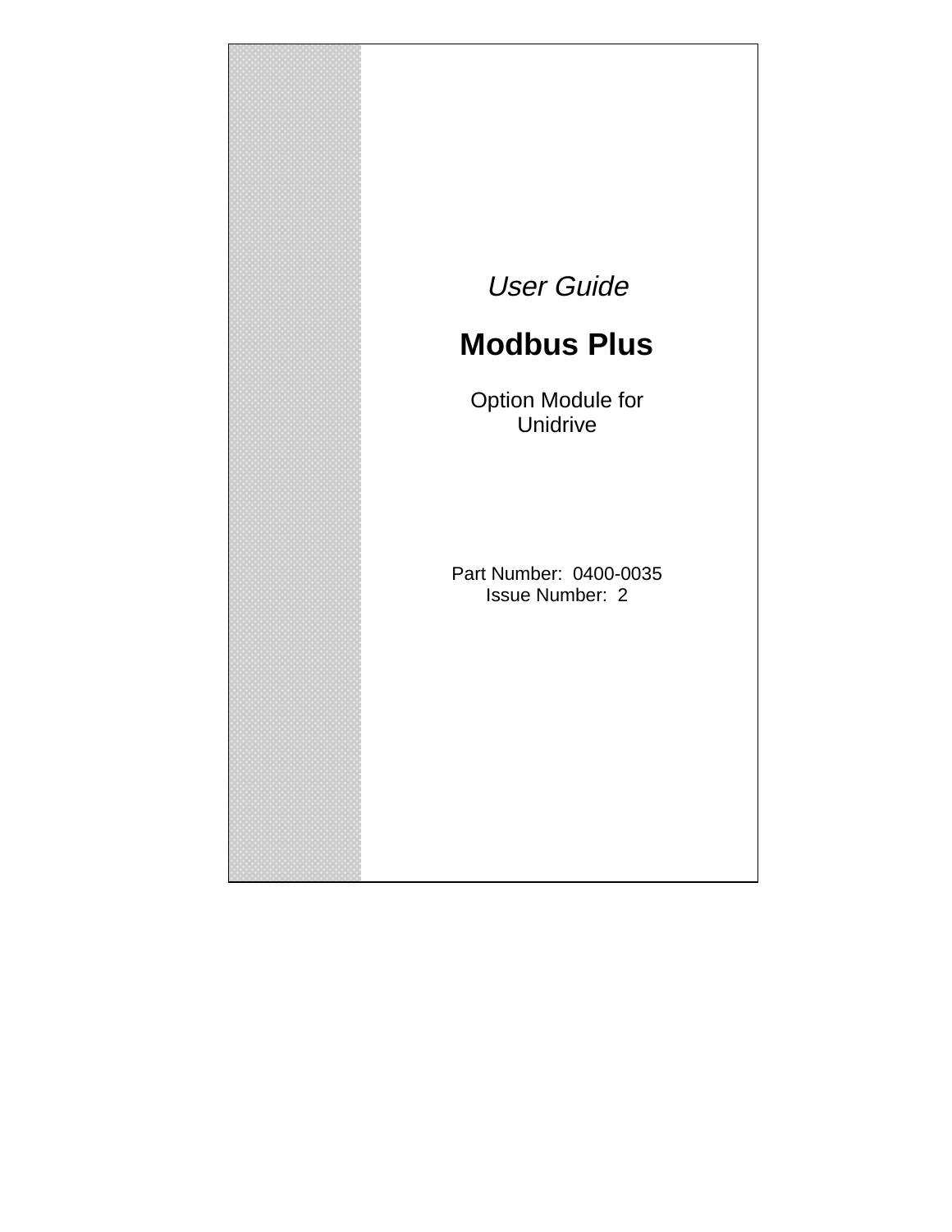*User Guide*

# Modbus Plus

Option Module for
Unidrive

Part Number: 0400-0035
Issue Number: 2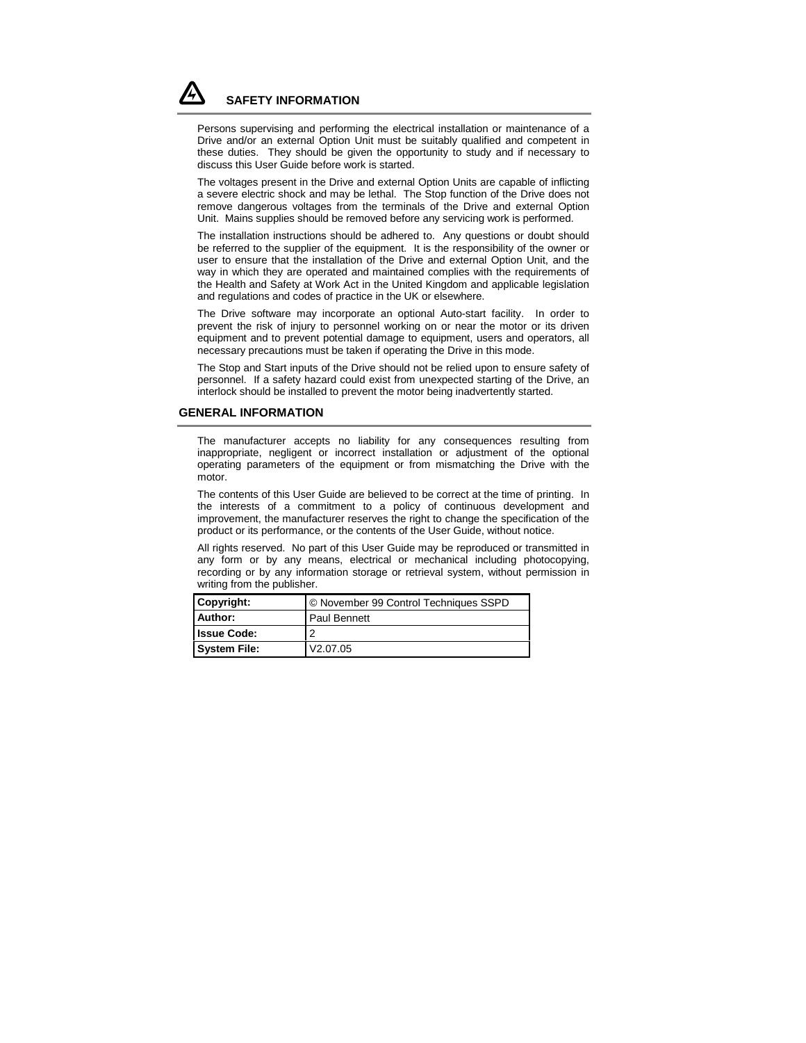## SAFETY INFORMATION

Persons supervising and performing the electrical installation or maintenance of a Drive and/or an external Option Unit must be suitably qualified and competent in these duties. They should be given the opportunity to study and if necessary to discuss this User Guide before work is started.

The voltages present in the Drive and external Option Units are capable of inflicting a severe electric shock and may be lethal. The Stop function of the Drive does not remove dangerous voltages from the terminals of the Drive and external Option Unit. Mains supplies should be removed before any servicing work is performed.

The installation instructions should be adhered to. Any questions or doubt should be referred to the supplier of the equipment. It is the responsibility of the owner or user to ensure that the installation of the Drive and external Option Unit, and the way in which they are operated and maintained complies with the requirements of the Health and Safety at Work Act in the United Kingdom and applicable legislation and regulations and codes of practice in the UK or elsewhere.

The Drive software may incorporate an optional Auto-start facility. In order to prevent the risk of injury to personnel working on or near the motor or its driven equipment and to prevent potential damage to equipment, users and operators, all necessary precautions must be taken if operating the Drive in this mode.

The Stop and Start inputs of the Drive should not be relied upon to ensure safety of personnel. If a safety hazard could exist from unexpected starting of the Drive, an interlock should be installed to prevent the motor being inadvertently started.

## GENERAL INFORMATION

The manufacturer accepts no liability for any consequences resulting from inappropriate, negligent or incorrect installation or adjustment of the optional operating parameters of the equipment or from mismatching the Drive with the motor.

The contents of this User Guide are believed to be correct at the time of printing. In the interests of a commitment to a policy of continuous development and improvement, the manufacturer reserves the right to change the specification of the product or its performance, or the contents of the User Guide, without notice.

All rights reserved. No part of this User Guide may be reproduced or transmitted in any form or by any means, electrical or mechanical including photocopying, recording or by any information storage or retrieval system, without permission in writing from the publisher.

| | |
|---|---|
| **Copyright:** | © November 99 Control Techniques SSPD |
| **Author:** | Paul Bennett |
| **Issue Code:** | 2 |
| **System File:** | V2.07.05 |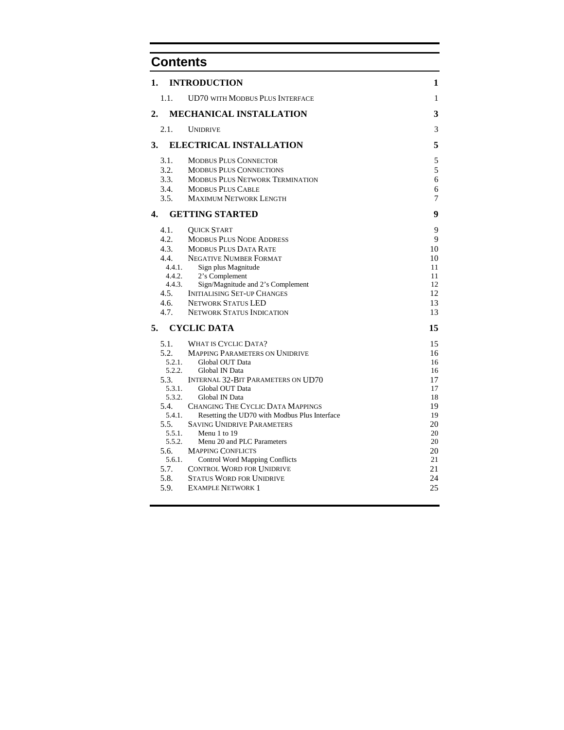# Contents

| | | |
|---|---|---|
| **1.** | **INTRODUCTION** | **1** |
| 1.1. | UD70 WITH MODBUS PLUS INTERFACE | 1 |
| **2.** | **MECHANICAL INSTALLATION** | **3** |
| 2.1. | UNIDRIVE | 3 |
| **3.** | **ELECTRICAL INSTALLATION** | **5** |
| 3.1. | MODBUS PLUS CONNECTOR | 5 |
| 3.2. | MODBUS PLUS CONNECTIONS | 5 |
| 3.3. | MODBUS PLUS NETWORK TERMINATION | 6 |
| 3.4. | MODBUS PLUS CABLE | 6 |
| 3.5. | MAXIMUM NETWORK LENGTH | 7 |
| **4.** | **GETTING STARTED** | **9** |
| 4.1. | QUICK START | 9 |
| 4.2. | MODBUS PLUS NODE ADDRESS | 9 |
| 4.3. | MODBUS PLUS DATA RATE | 10 |
| 4.4. | NEGATIVE NUMBER FORMAT | 10 |
| 4.4.1. | Sign plus Magnitude | 11 |
| 4.4.2. | 2's Complement | 11 |
| 4.4.3. | Sign/Magnitude and 2's Complement | 12 |
| 4.5. | INITIALISING SET-UP CHANGES | 12 |
| 4.6. | NETWORK STATUS LED | 13 |
| 4.7. | NETWORK STATUS INDICATION | 13 |
| **5.** | **CYCLIC DATA** | **15** |
| 5.1. | WHAT IS CYCLIC DATA? | 15 |
| 5.2. | MAPPING PARAMETERS ON UNIDRIVE | 16 |
| 5.2.1. | Global OUT Data | 16 |
| 5.2.2. | Global IN Data | 16 |
| 5.3. | INTERNAL 32-BIT PARAMETERS ON UD70 | 17 |
| 5.3.1. | Global OUT Data | 17 |
| 5.3.2. | Global IN Data | 18 |
| 5.4. | CHANGING THE CYCLIC DATA MAPPINGS | 19 |
| 5.4.1. | Resetting the UD70 with Modbus Plus Interface | 19 |
| 5.5. | SAVING UNIDRIVE PARAMETERS | 20 |
| 5.5.1. | Menu 1 to 19 | 20 |
| 5.5.2. | Menu 20 and PLC Parameters | 20 |
| 5.6. | MAPPING CONFLICTS | 20 |
| 5.6.1. | Control Word Mapping Conflicts | 21 |
| 5.7. | CONTROL WORD FOR UNIDRIVE | 21 |
| 5.8. | STATUS WORD FOR UNIDRIVE | 24 |
| 5.9. | EXAMPLE NETWORK 1 | 25 |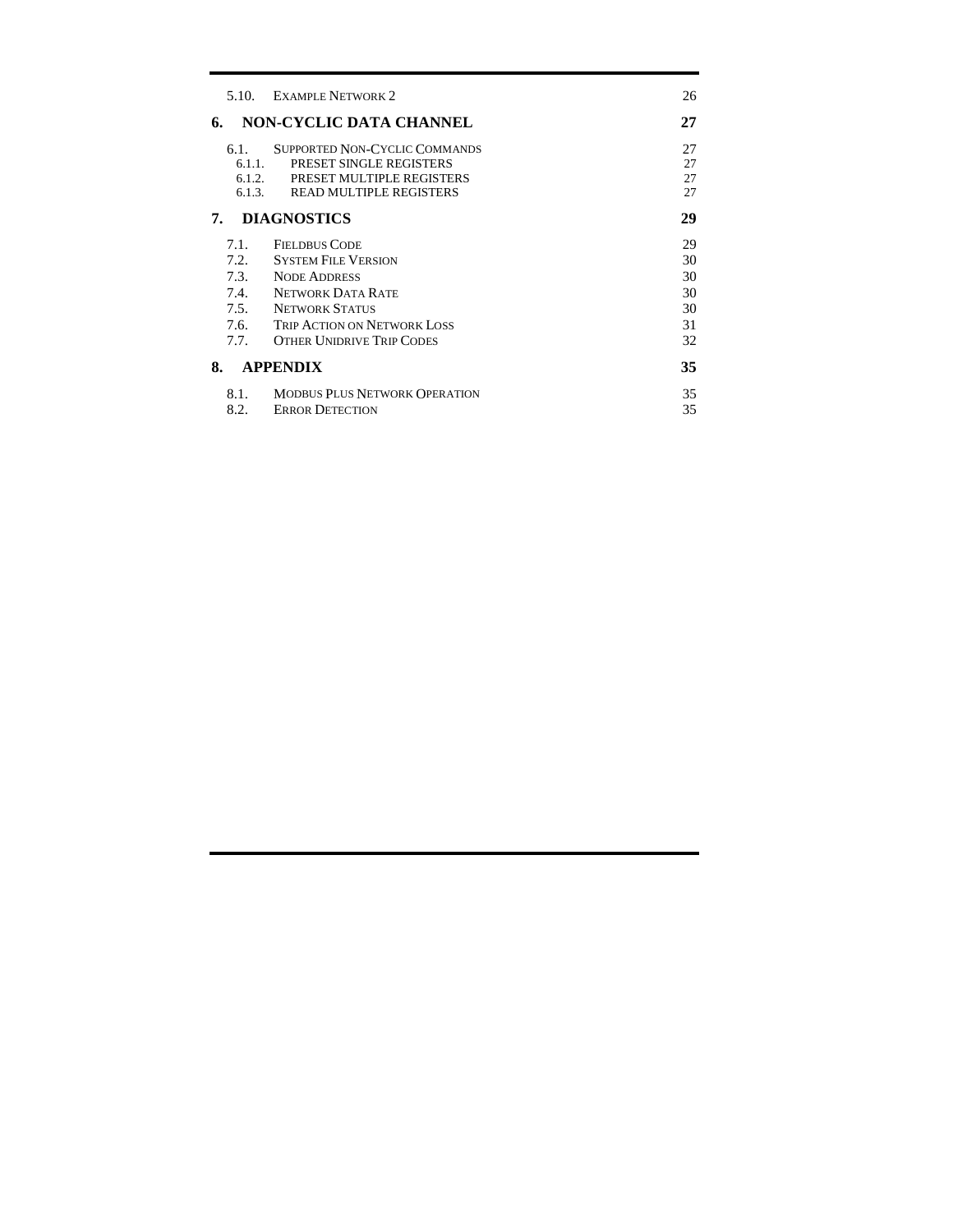| | | |
|---|---|---|
| 5.10. | EXAMPLE NETWORK 2 | 26 |
| **6.** | **NON-CYCLIC DATA CHANNEL** | **27** |
| 6.1. | SUPPORTED NON-CYCLIC COMMANDS | 27 |
| 6.1.1. | PRESET SINGLE REGISTERS | 27 |
| 6.1.2. | PRESET MULTIPLE REGISTERS | 27 |
| 6.1.3. | READ MULTIPLE REGISTERS | 27 |
| **7.** | **DIAGNOSTICS** | **29** |
| 7.1. | FIELDBUS CODE | 29 |
| 7.2. | SYSTEM FILE VERSION | 30 |
| 7.3. | NODE ADDRESS | 30 |
| 7.4. | NETWORK DATA RATE | 30 |
| 7.5. | NETWORK STATUS | 30 |
| 7.6. | TRIP ACTION ON NETWORK LOSS | 31 |
| 7.7. | OTHER UNIDRIVE TRIP CODES | 32 |
| **8.** | **APPENDIX** | **35** |
| 8.1. | MODBUS PLUS NETWORK OPERATION | 35 |
| 8.2. | ERROR DETECTION | 35 |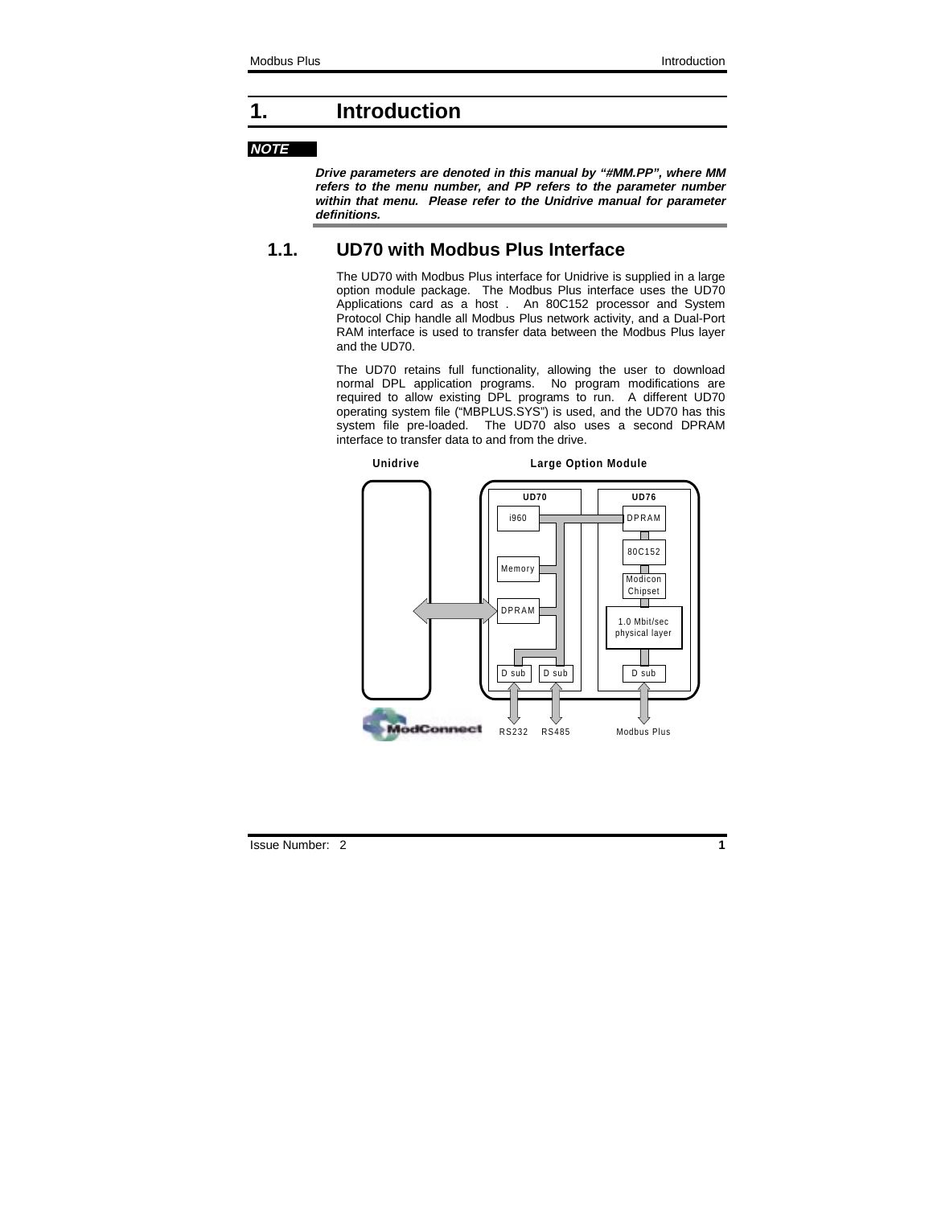# 1. Introduction

***NOTE***

***Drive parameters are denoted in this manual by "#MM.PP", where MM refers to the menu number, and PP refers to the parameter number within that menu. Please refer to the Unidrive manual for parameter definitions.***

## 1.1. UD70 with Modbus Plus Interface

The UD70 with Modbus Plus interface for Unidrive is supplied in a large option module package. The Modbus Plus interface uses the UD70 Applications card as a host . An 80C152 processor and System Protocol Chip handle all Modbus Plus network activity, and a Dual-Port RAM interface is used to transfer data between the Modbus Plus layer and the UD70.

The UD70 retains full functionality, allowing the user to download normal DPL application programs. No program modifications are required to allow existing DPL programs to run. A different UD70 operating system file ("MBPLUS.SYS") is used, and the UD70 has this system file pre-loaded. The UD70 also uses a second DPRAM interface to transfer data to and from the drive.

Unidrive | Large Option Module

UD70: i960, Memory, DPRAM, D sub, D sub

UD76: DPRAM, 80C152, Modicon Chipset, 1.0 Mbit/sec physical layer, D sub

RS232 | RS485 | Modbus Plus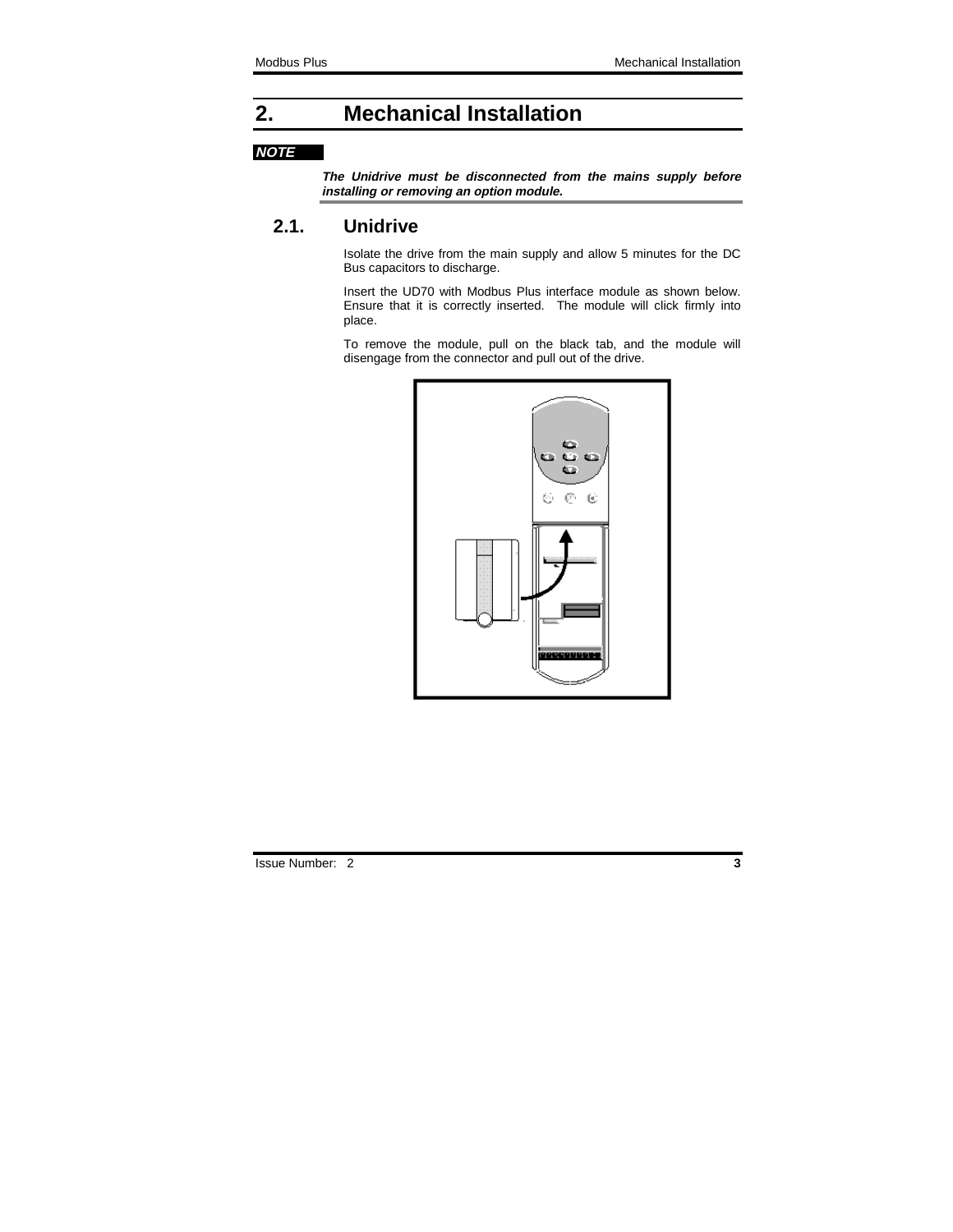# 2. Mechanical Installation

***NOTE***

***The Unidrive must be disconnected from the mains supply before installing or removing an option module.***

## 2.1. Unidrive

Isolate the drive from the main supply and allow 5 minutes for the DC Bus capacitors to discharge.

Insert the UD70 with Modbus Plus interface module as shown below. Ensure that it is correctly inserted. The module will click firmly into place.

To remove the module, pull on the black tab, and the module will disengage from the connector and pull out of the drive.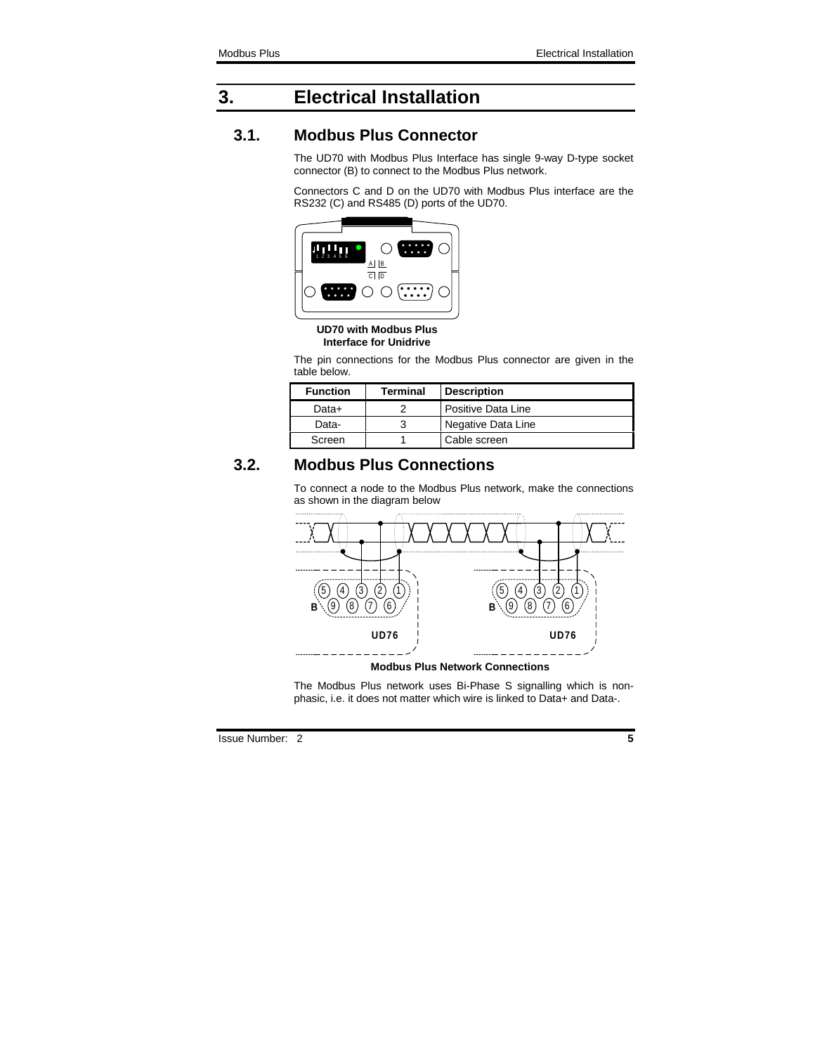# 3. Electrical Installation

## 3.1. Modbus Plus Connector

The UD70 with Modbus Plus Interface has single 9-way D-type socket connector (B) to connect to the Modbus Plus network.

Connectors C and D on the UD70 with Modbus Plus interface are the RS232 (C) and RS485 (D) ports of the UD70.

**UD70 with Modbus Plus Interface for Unidrive**

The pin connections for the Modbus Plus connector are given in the table below.

| Function | Terminal | Description |
|---|---|---|
| Data+ | 2 | Positive Data Line |
| Data- | 3 | Negative Data Line |
| Screen | 1 | Cable screen |

## 3.2. Modbus Plus Connections

To connect a node to the Modbus Plus network, make the connections as shown in the diagram below

**Modbus Plus Network Connections**

The Modbus Plus network uses Bi-Phase S signalling which is non-phasic, i.e. it does not matter which wire is linked to Data+ and Data-.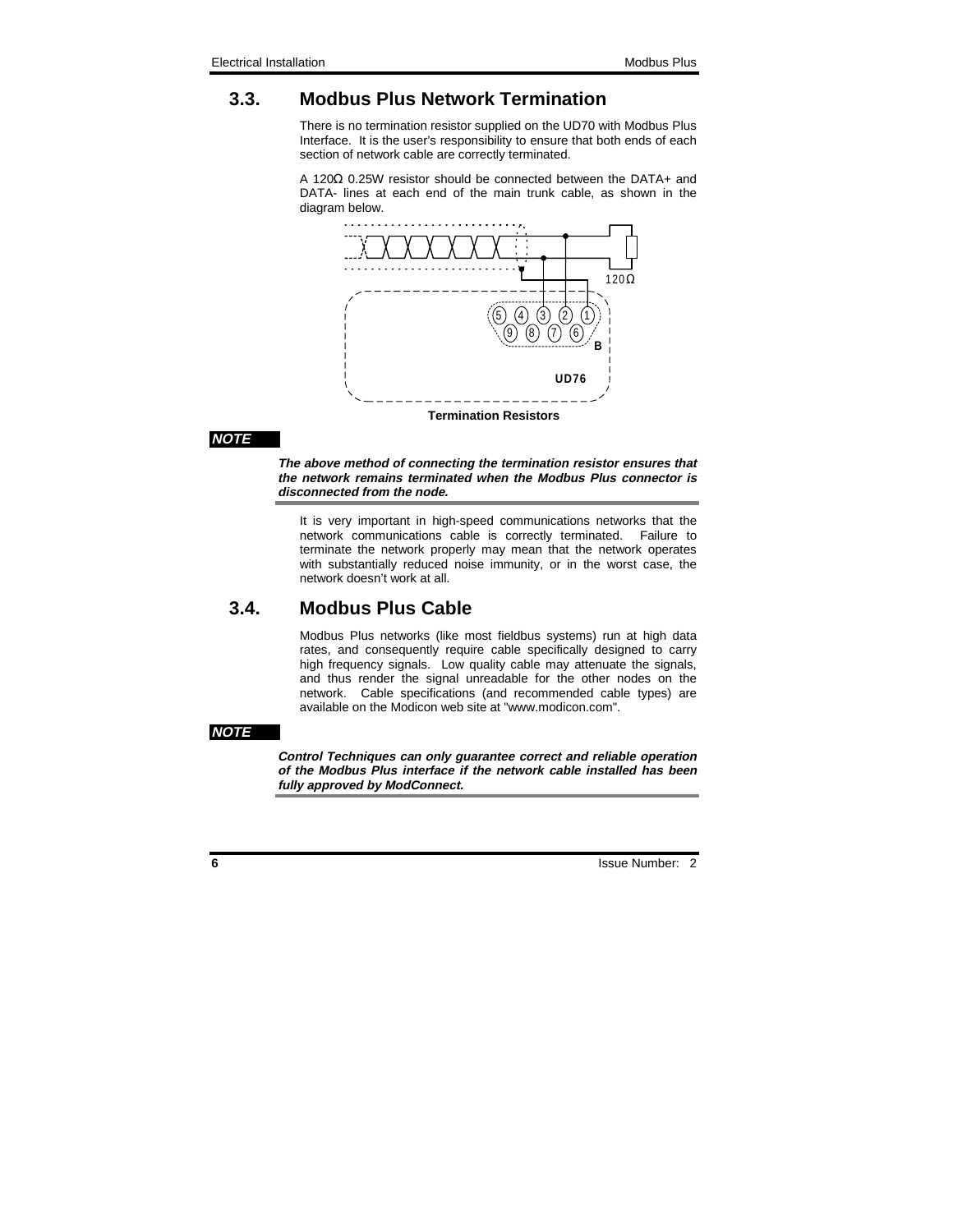## 3.3. Modbus Plus Network Termination

There is no termination resistor supplied on the UD70 with Modbus Plus Interface. It is the user's responsibility to ensure that both ends of each section of network cable are correctly terminated.

A 120Ω 0.25W resistor should be connected between the DATA+ and DATA- lines at each end of the main trunk cable, as shown in the diagram below.

**Termination Resistors**

***NOTE***

***The above method of connecting the termination resistor ensures that the network remains terminated when the Modbus Plus connector is disconnected from the node.***

It is very important in high-speed communications networks that the network communications cable is correctly terminated. Failure to terminate the network properly may mean that the network operates with substantially reduced noise immunity, or in the worst case, the network doesn't work at all.

## 3.4. Modbus Plus Cable

Modbus Plus networks (like most fieldbus systems) run at high data rates, and consequently require cable specifically designed to carry high frequency signals. Low quality cable may attenuate the signals, and thus render the signal unreadable for the other nodes on the network. Cable specifications (and recommended cable types) are available on the Modicon web site at "www.modicon.com".

***NOTE***

***Control Techniques can only guarantee correct and reliable operation of the Modbus Plus interface if the network cable installed has been fully approved by ModConnect.***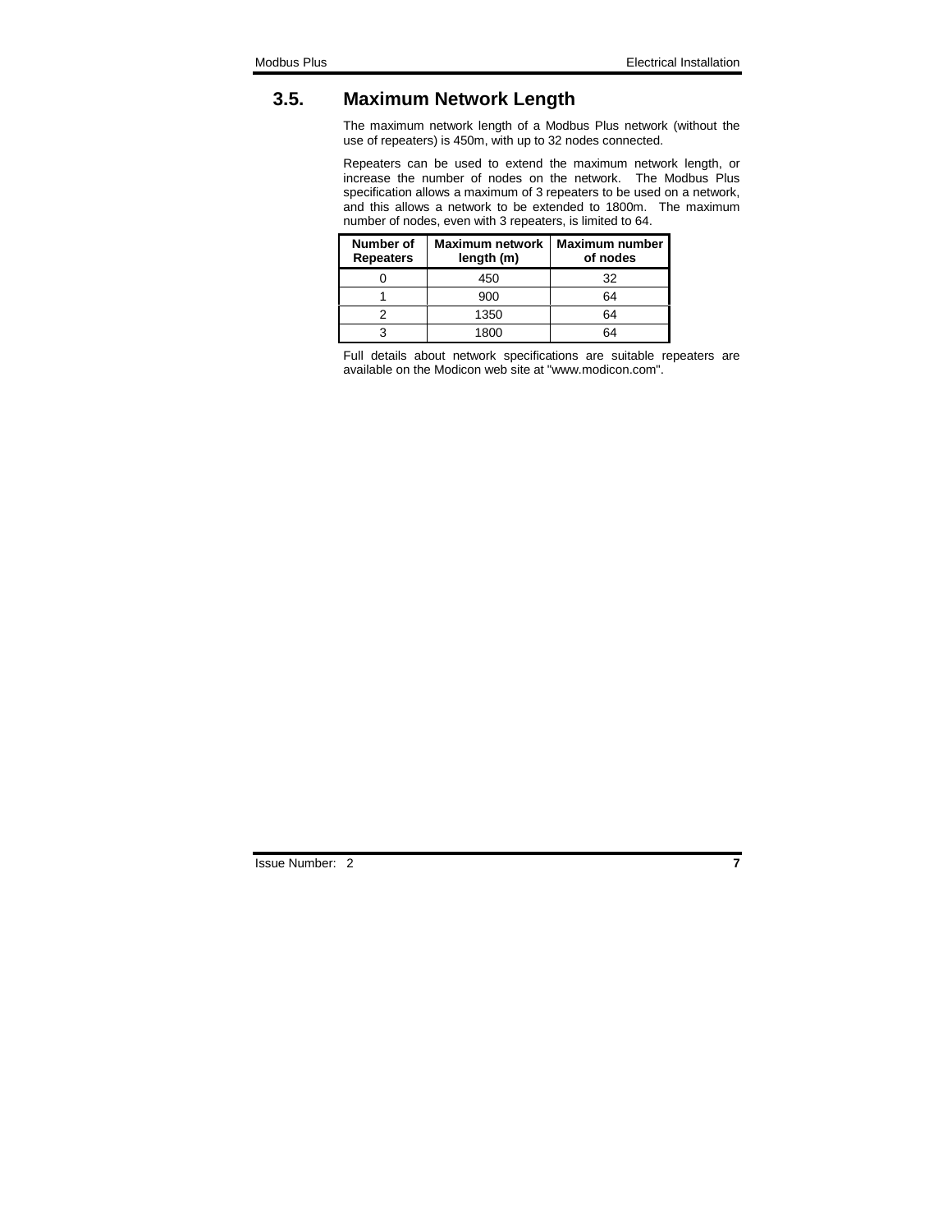## 3.5. Maximum Network Length

The maximum network length of a Modbus Plus network (without the use of repeaters) is 450m, with up to 32 nodes connected.

Repeaters can be used to extend the maximum network length, or increase the number of nodes on the network. The Modbus Plus specification allows a maximum of 3 repeaters to be used on a network, and this allows a network to be extended to 1800m. The maximum number of nodes, even with 3 repeaters, is limited to 64.

| Number of Repeaters | Maximum network length (m) | Maximum number of nodes |
|---|---|---|
| 0 | 450 | 32 |
| 1 | 900 | 64 |
| 2 | 1350 | 64 |
| 3 | 1800 | 64 |

Full details about network specifications are suitable repeaters are available on the Modicon web site at "www.modicon.com".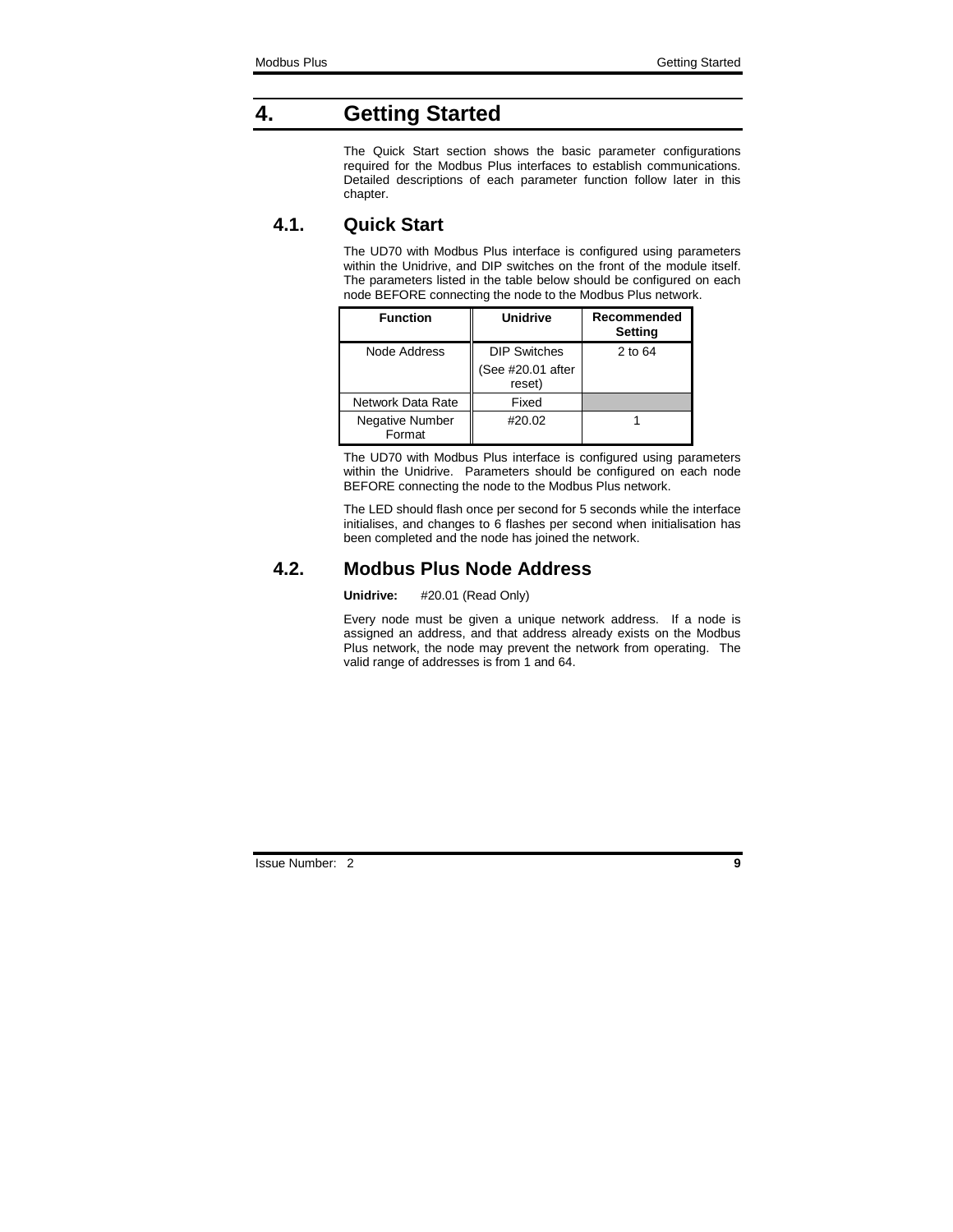# 4. Getting Started

The Quick Start section shows the basic parameter configurations required for the Modbus Plus interfaces to establish communications. Detailed descriptions of each parameter function follow later in this chapter.

## 4.1. Quick Start

The UD70 with Modbus Plus interface is configured using parameters within the Unidrive, and DIP switches on the front of the module itself. The parameters listed in the table below should be configured on each node BEFORE connecting the node to the Modbus Plus network.

| Function | Unidrive | Recommended Setting |
|---|---|---|
| Node Address | DIP Switches (See #20.01 after reset) | 2 to 64 |
| Network Data Rate | Fixed | |
| Negative Number Format | #20.02 | 1 |

The UD70 with Modbus Plus interface is configured using parameters within the Unidrive. Parameters should be configured on each node BEFORE connecting the node to the Modbus Plus network.

The LED should flash once per second for 5 seconds while the interface initialises, and changes to 6 flashes per second when initialisation has been completed and the node has joined the network.

## 4.2. Modbus Plus Node Address

**Unidrive:** #20.01 (Read Only)

Every node must be given a unique network address. If a node is assigned an address, and that address already exists on the Modbus Plus network, the node may prevent the network from operating. The valid range of addresses is from 1 and 64.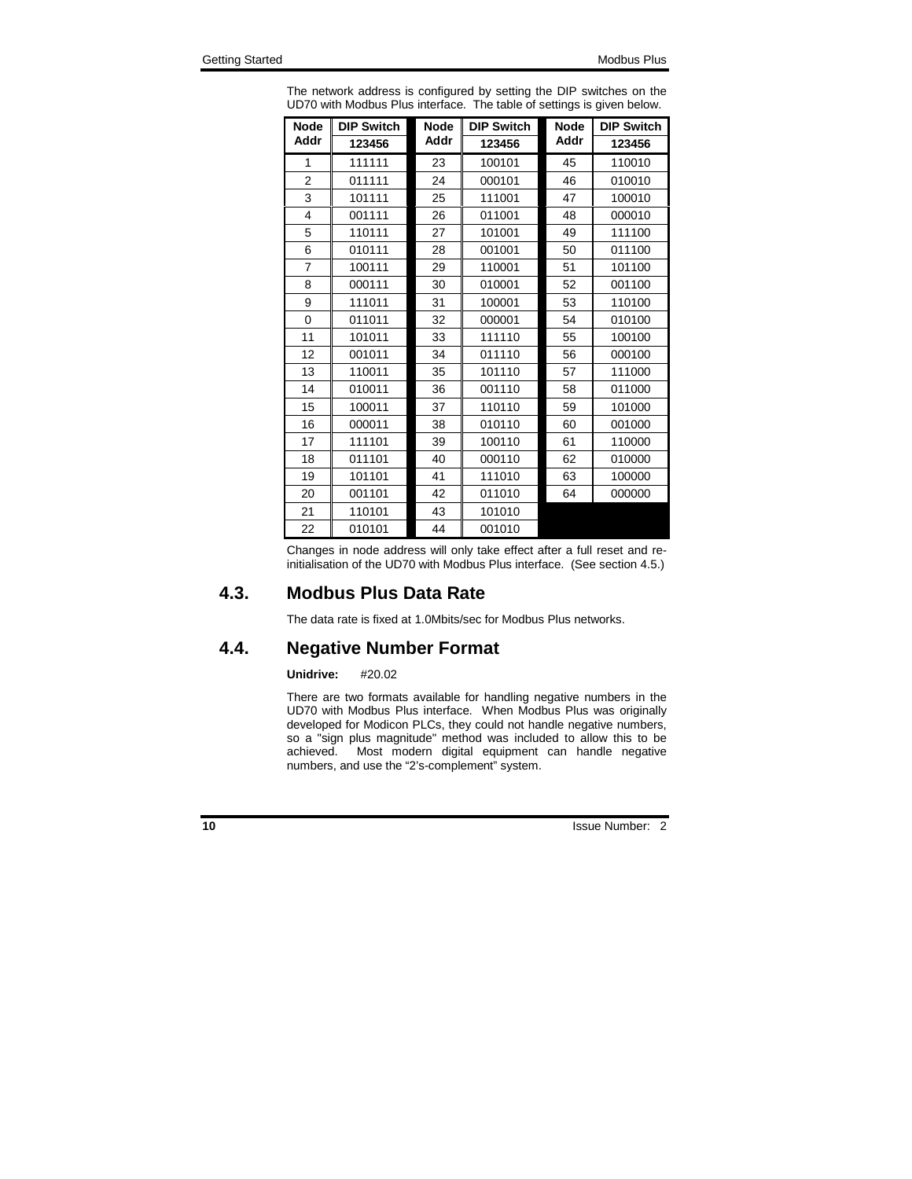The network address is configured by setting the DIP switches on the UD70 with Modbus Plus interface. The table of settings is given below.

| Node Addr | DIP Switch 123456 | Node Addr | DIP Switch 123456 | Node Addr | DIP Switch 123456 |
|---|---|---|---|---|---|
| 1 | 111111 | 23 | 100101 | 45 | 110010 |
| 2 | 011111 | 24 | 000101 | 46 | 010010 |
| 3 | 101111 | 25 | 111001 | 47 | 100010 |
| 4 | 001111 | 26 | 011001 | 48 | 000010 |
| 5 | 110111 | 27 | 101001 | 49 | 111100 |
| 6 | 010111 | 28 | 001001 | 50 | 011100 |
| 7 | 100111 | 29 | 110001 | 51 | 101100 |
| 8 | 000111 | 30 | 010001 | 52 | 001100 |
| 9 | 111011 | 31 | 100001 | 53 | 110100 |
| 0 | 011011 | 32 | 000001 | 54 | 010100 |
| 11 | 101011 | 33 | 111110 | 55 | 100100 |
| 12 | 001011 | 34 | 011110 | 56 | 000100 |
| 13 | 110011 | 35 | 101110 | 57 | 111000 |
| 14 | 010011 | 36 | 001110 | 58 | 011000 |
| 15 | 100011 | 37 | 110110 | 59 | 101000 |
| 16 | 000011 | 38 | 010110 | 60 | 001000 |
| 17 | 111101 | 39 | 100110 | 61 | 110000 |
| 18 | 011101 | 40 | 000110 | 62 | 010000 |
| 19 | 101101 | 41 | 111010 | 63 | 100000 |
| 20 | 001101 | 42 | 011010 | 64 | 000000 |
| 21 | 110101 | 43 | 101010 | | |
| 22 | 010101 | 44 | 001010 | | |

Changes in node address will only take effect after a full reset and re-initialisation of the UD70 with Modbus Plus interface. (See section 4.5.)

## 4.3. Modbus Plus Data Rate

The data rate is fixed at 1.0Mbits/sec for Modbus Plus networks.

## 4.4. Negative Number Format

**Unidrive:** #20.02

There are two formats available for handling negative numbers in the UD70 with Modbus Plus interface. When Modbus Plus was originally developed for Modicon PLCs, they could not handle negative numbers, so a "sign plus magnitude" method was included to allow this to be achieved. Most modern digital equipment can handle negative numbers, and use the "2's-complement" system.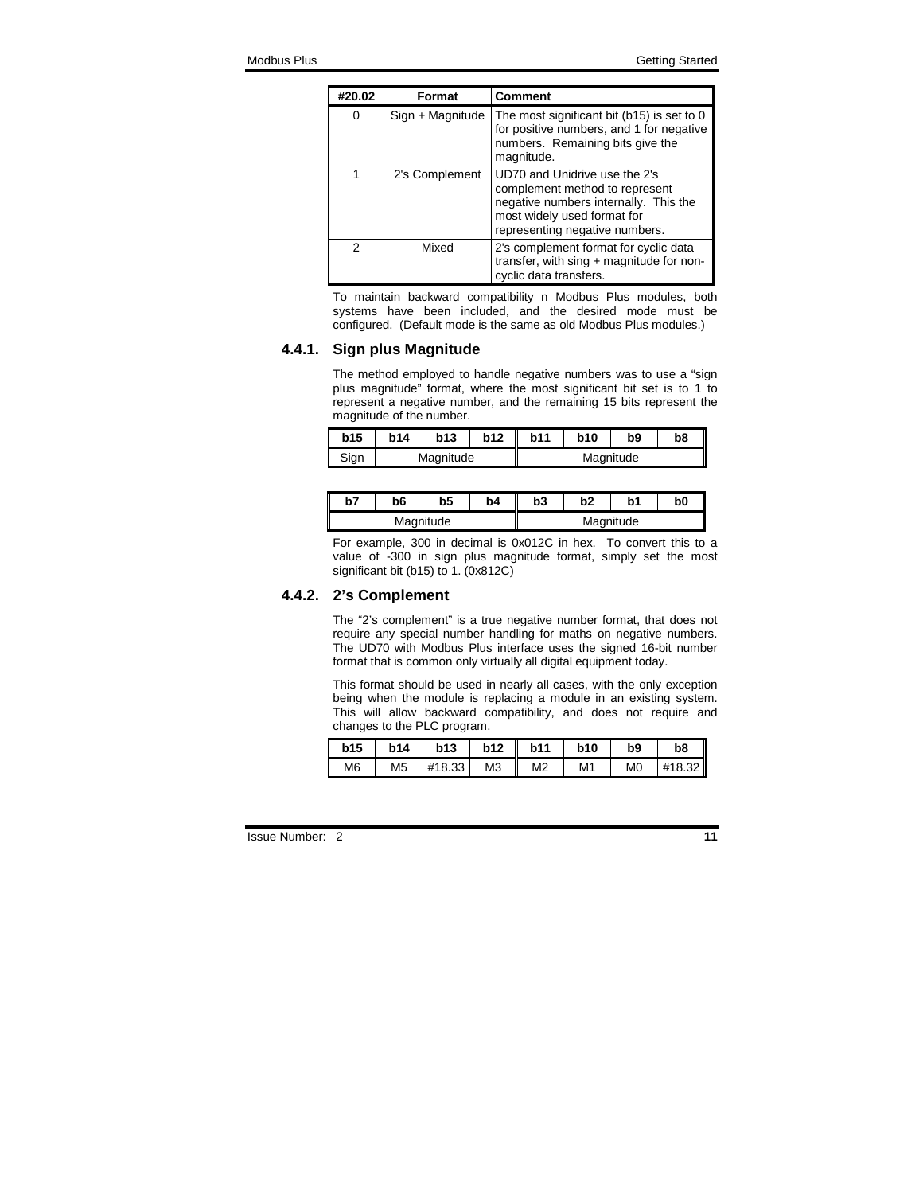| #20.02 | Format | Comment |
|---|---|---|
| 0 | Sign + Magnitude | The most significant bit (b15) is set to 0 for positive numbers, and 1 for negative numbers. Remaining bits give the magnitude. |
| 1 | 2's Complement | UD70 and Unidrive use the 2's complement method to represent negative numbers internally. This the most widely used format for representing negative numbers. |
| 2 | Mixed | 2's complement format for cyclic data transfer, with sing + magnitude for non-cyclic data transfers. |

To maintain backward compatibility n Modbus Plus modules, both systems have been included, and the desired mode must be configured. (Default mode is the same as old Modbus Plus modules.)

### 4.4.1. Sign plus Magnitude

The method employed to handle negative numbers was to use a "sign plus magnitude" format, where the most significant bit set is to 1 to represent a negative number, and the remaining 15 bits represent the magnitude of the number.

| b15 | b14 | b13 | b12 | b11 | b10 | b9 | b8 |
|---|---|---|---|---|---|---|---|
| Sign | Magnitude | | | Magnitude | | | |

| b7 | b6 | b5 | b4 | b3 | b2 | b1 | b0 |
|---|---|---|---|---|---|---|---|
| Magnitude | | | | Magnitude | | | |

For example, 300 in decimal is 0x012C in hex. To convert this to a value of -300 in sign plus magnitude format, simply set the most significant bit (b15) to 1. (0x812C)

### 4.4.2. 2's Complement

The "2's complement" is a true negative number format, that does not require any special number handling for maths on negative numbers. The UD70 with Modbus Plus interface uses the signed 16-bit number format that is common only virtually all digital equipment today.

This format should be used in nearly all cases, with the only exception being when the module is replacing a module in an existing system. This will allow backward compatibility, and does not require and changes to the PLC program.

| b15 | b14 | b13 | b12 | b11 | b10 | b9 | b8 |
|---|---|---|---|---|---|---|---|
| M6 | M5 | #18.33 | M3 | M2 | M1 | M0 | #18.32 |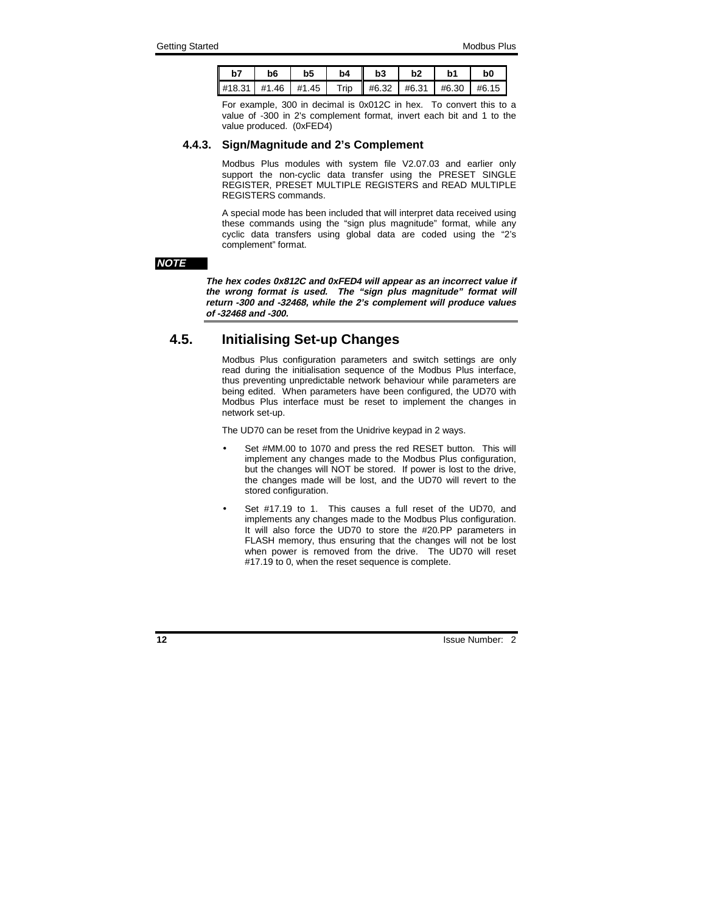| b7 | b6 | b5 | b4 | b3 | b2 | b1 | b0 |
|---|---|---|---|---|---|---|---|
| #18.31 | #1.46 | #1.45 | Trip | #6.32 | #6.31 | #6.30 | #6.15 |

For example, 300 in decimal is 0x012C in hex. To convert this to a value of -300 in 2's complement format, invert each bit and 1 to the value produced. (0xFED4)

### 4.4.3. Sign/Magnitude and 2's Complement

Modbus Plus modules with system file V2.07.03 and earlier only support the non-cyclic data transfer using the PRESET SINGLE REGISTER, PRESET MULTIPLE REGISTERS and READ MULTIPLE REGISTERS commands.

A special mode has been included that will interpret data received using these commands using the "sign plus magnitude" format, while any cyclic data transfers using global data are coded using the "2's complement" format.

***NOTE***

***The hex codes 0x812C and 0xFED4 will appear as an incorrect value if the wrong format is used. The "sign plus magnitude" format will return -300 and -32468, while the 2's complement will produce values of -32468 and -300.***

## 4.5. Initialising Set-up Changes

Modbus Plus configuration parameters and switch settings are only read during the initialisation sequence of the Modbus Plus interface, thus preventing unpredictable network behaviour while parameters are being edited. When parameters have been configured, the UD70 with Modbus Plus interface must be reset to implement the changes in network set-up.

The UD70 can be reset from the Unidrive keypad in 2 ways.

- Set #MM.00 to 1070 and press the red RESET button. This will implement any changes made to the Modbus Plus configuration, but the changes will NOT be stored. If power is lost to the drive, the changes made will be lost, and the UD70 will revert to the stored configuration.
- Set #17.19 to 1. This causes a full reset of the UD70, and implements any changes made to the Modbus Plus configuration. It will also force the UD70 to store the #20.PP parameters in FLASH memory, thus ensuring that the changes will not be lost when power is removed from the drive. The UD70 will reset #17.19 to 0, when the reset sequence is complete.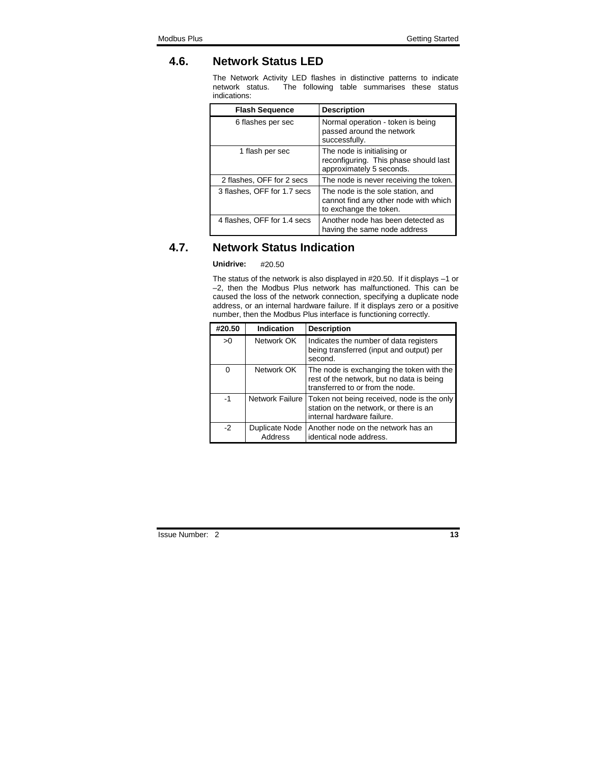## 4.6. Network Status LED

The Network Activity LED flashes in distinctive patterns to indicate network status. The following table summarises these status indications:

| Flash Sequence | Description |
|---|---|
| 6 flashes per sec | Normal operation - token is being passed around the network successfully. |
| 1 flash per sec | The node is initialising or reconfiguring. This phase should last approximately 5 seconds. |
| 2 flashes, OFF for 2 secs | The node is never receiving the token. |
| 3 flashes, OFF for 1.7 secs | The node is the sole station, and cannot find any other node with which to exchange the token. |
| 4 flashes, OFF for 1.4 secs | Another node has been detected as having the same node address |

## 4.7. Network Status Indication

**Unidrive:** #20.50

The status of the network is also displayed in #20.50. If it displays –1 or –2, then the Modbus Plus network has malfunctioned. This can be caused the loss of the network connection, specifying a duplicate node address, or an internal hardware failure. If it displays zero or a positive number, then the Modbus Plus interface is functioning correctly.

| #20.50 | Indication | Description |
|---|---|---|
| >0 | Network OK | Indicates the number of data registers being transferred (input and output) per second. |
| 0 | Network OK | The node is exchanging the token with the rest of the network, but no data is being transferred to or from the node. |
| -1 | Network Failure | Token not being received, node is the only station on the network, or there is an internal hardware failure. |
| -2 | Duplicate Node Address | Another node on the network has an identical node address. |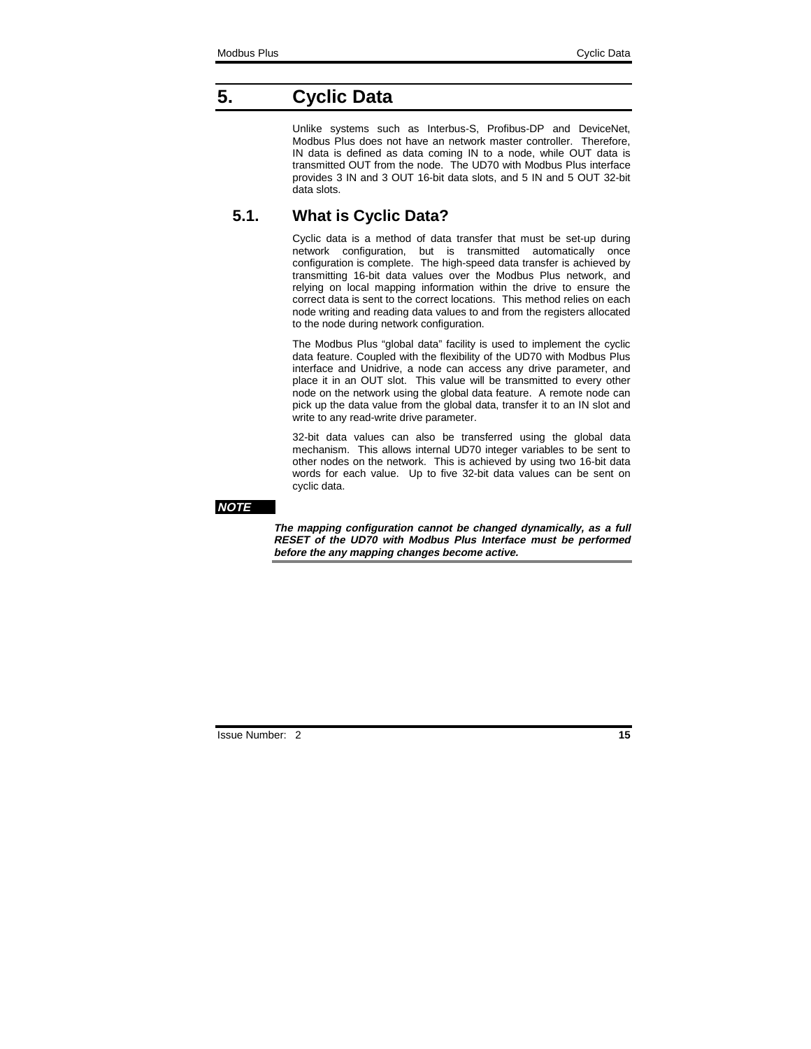# 5. Cyclic Data

Unlike systems such as Interbus-S, Profibus-DP and DeviceNet, Modbus Plus does not have an network master controller. Therefore, IN data is defined as data coming IN to a node, while OUT data is transmitted OUT from the node. The UD70 with Modbus Plus interface provides 3 IN and 3 OUT 16-bit data slots, and 5 IN and 5 OUT 32-bit data slots.

## 5.1. What is Cyclic Data?

Cyclic data is a method of data transfer that must be set-up during network configuration, but is transmitted automatically once configuration is complete. The high-speed data transfer is achieved by transmitting 16-bit data values over the Modbus Plus network, and relying on local mapping information within the drive to ensure the correct data is sent to the correct locations. This method relies on each node writing and reading data values to and from the registers allocated to the node during network configuration.

The Modbus Plus "global data" facility is used to implement the cyclic data feature. Coupled with the flexibility of the UD70 with Modbus Plus interface and Unidrive, a node can access any drive parameter, and place it in an OUT slot. This value will be transmitted to every other node on the network using the global data feature. A remote node can pick up the data value from the global data, transfer it to an IN slot and write to any read-write drive parameter.

32-bit data values can also be transferred using the global data mechanism. This allows internal UD70 integer variables to be sent to other nodes on the network. This is achieved by using two 16-bit data words for each value. Up to five 32-bit data values can be sent on cyclic data.

***NOTE***

***The mapping configuration cannot be changed dynamically, as a full RESET of the UD70 with Modbus Plus Interface must be performed before the any mapping changes become active.***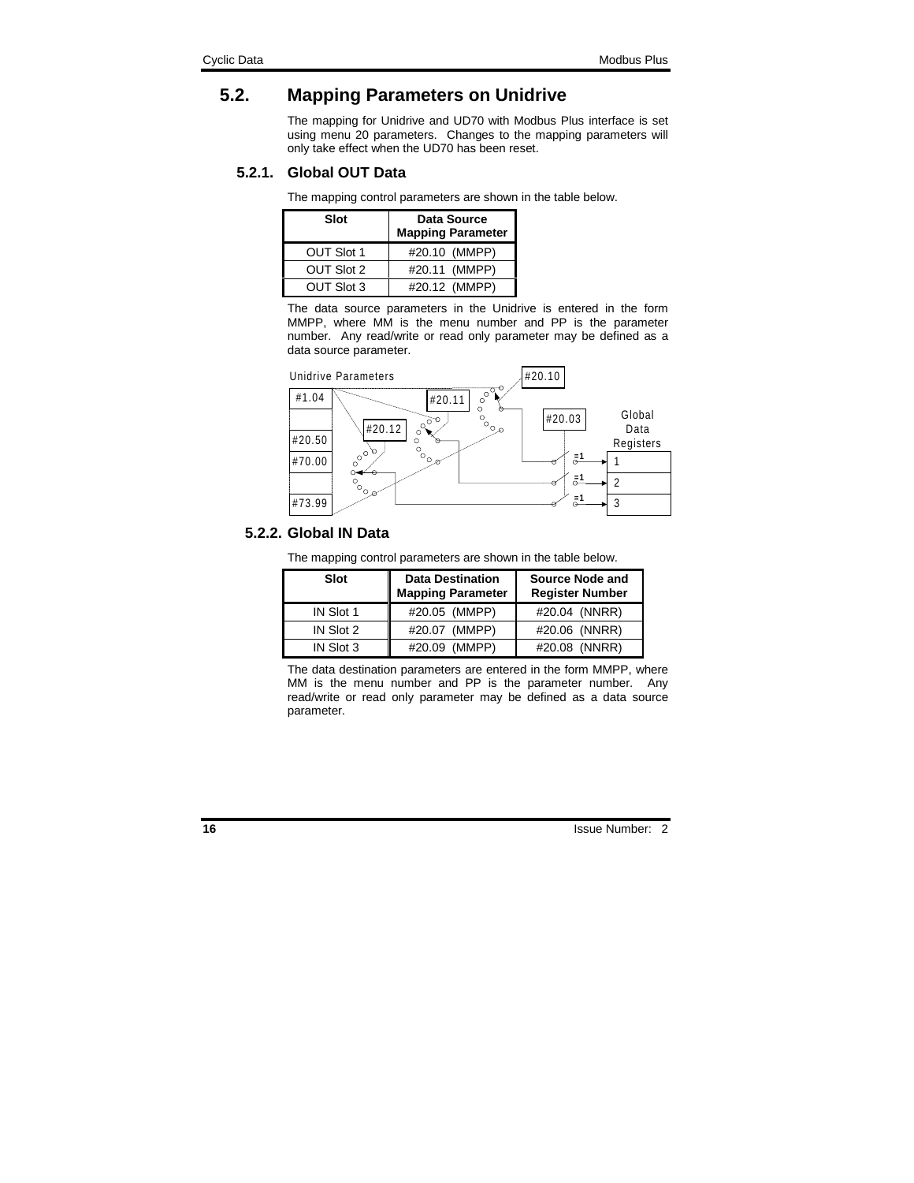## 5.2. Mapping Parameters on Unidrive

The mapping for Unidrive and UD70 with Modbus Plus interface is set using menu 20 parameters. Changes to the mapping parameters will only take effect when the UD70 has been reset.

### 5.2.1. Global OUT Data

The mapping control parameters are shown in the table below.

| Slot | Data Source Mapping Parameter |
|---|---|
| OUT Slot 1 | #20.10 (MMPP) |
| OUT Slot 2 | #20.11 (MMPP) |
| OUT Slot 3 | #20.12 (MMPP) |

The data source parameters in the Unidrive is entered in the form MMPP, where MM is the menu number and PP is the parameter number. Any read/write or read only parameter may be defined as a data source parameter.

Unidrive Parameters

#1.04

#20.50

#70.00

#73.99

#20.10

#20.11

#20.12

#20.03

Global Data Registers

1

2

3

### 5.2.2. Global IN Data

The mapping control parameters are shown in the table below.

| Slot | Data Destination Mapping Parameter | Source Node and Register Number |
|---|---|---|
| IN Slot 1 | #20.05 (MMPP) | #20.04 (NNRR) |
| IN Slot 2 | #20.07 (MMPP) | #20.06 (NNRR) |
| IN Slot 3 | #20.09 (MMPP) | #20.08 (NNRR) |

The data destination parameters are entered in the form MMPP, where MM is the menu number and PP is the parameter number. Any read/write or read only parameter may be defined as a data source parameter.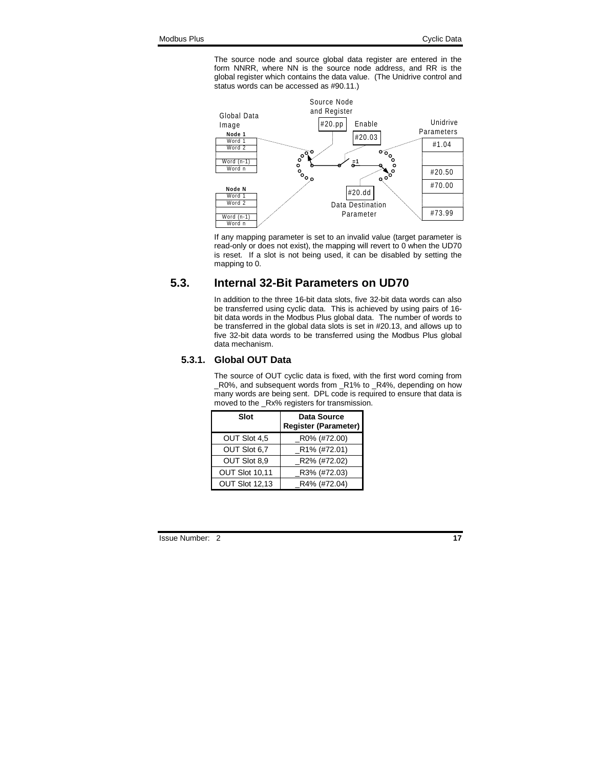The source node and source global data register are entered in the form NNRR, where NN is the source node address, and RR is the global register which contains the data value. (The Unidrive control and status words can be accessed as #90.11.)

If any mapping parameter is set to an invalid value (target parameter is read-only or does not exist), the mapping will revert to 0 when the UD70 is reset. If a slot is not being used, it can be disabled by setting the mapping to 0.

## 5.3. Internal 32-Bit Parameters on UD70

In addition to the three 16-bit data slots, five 32-bit data words can also be transferred using cyclic data. This is achieved by using pairs of 16-bit data words in the Modbus Plus global data. The number of words to be transferred in the global data slots is set in #20.13, and allows up to five 32-bit data words to be transferred using the Modbus Plus global data mechanism.

### 5.3.1. Global OUT Data

The source of OUT cyclic data is fixed, with the first word coming from _R0%, and subsequent words from _R1% to _R4%, depending on how many words are being sent. DPL code is required to ensure that data is moved to the _Rx% registers for transmission.

| Slot | Data Source Register (Parameter) |
|---|---|
| OUT Slot 4,5 | _R0% (#72.00) |
| OUT Slot 6,7 | _R1% (#72.01) |
| OUT Slot 8,9 | _R2% (#72.02) |
| OUT Slot 10,11 | _R3% (#72.03) |
| OUT Slot 12,13 | _R4% (#72.04) |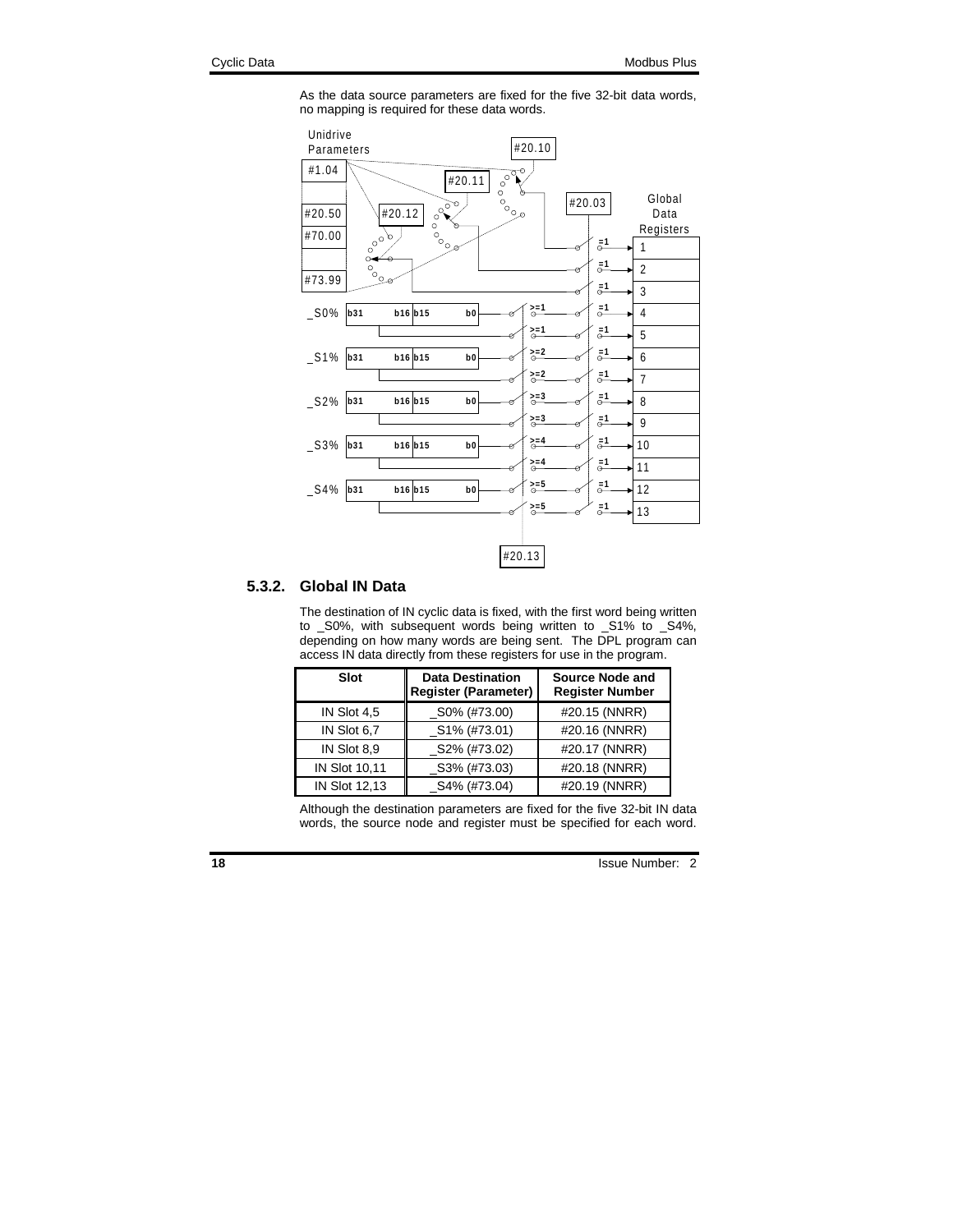As the data source parameters are fixed for the five 32-bit data words, no mapping is required for these data words.

### 5.3.2. Global IN Data

The destination of IN cyclic data is fixed, with the first word being written to _S0%, with subsequent words being written to _S1% to _S4%, depending on how many words are being sent. The DPL program can access IN data directly from these registers for use in the program.

| Slot | Data Destination Register (Parameter) | Source Node and Register Number |
|---|---|---|
| IN Slot 4,5 | _S0% (#73.00) | #20.15 (NNRR) |
| IN Slot 6,7 | _S1% (#73.01) | #20.16 (NNRR) |
| IN Slot 8,9 | _S2% (#73.02) | #20.17 (NNRR) |
| IN Slot 10,11 | _S3% (#73.03) | #20.18 (NNRR) |
| IN Slot 12,13 | _S4% (#73.04) | #20.19 (NNRR) |

Although the destination parameters are fixed for the five 32-bit IN data words, the source node and register must be specified for each word.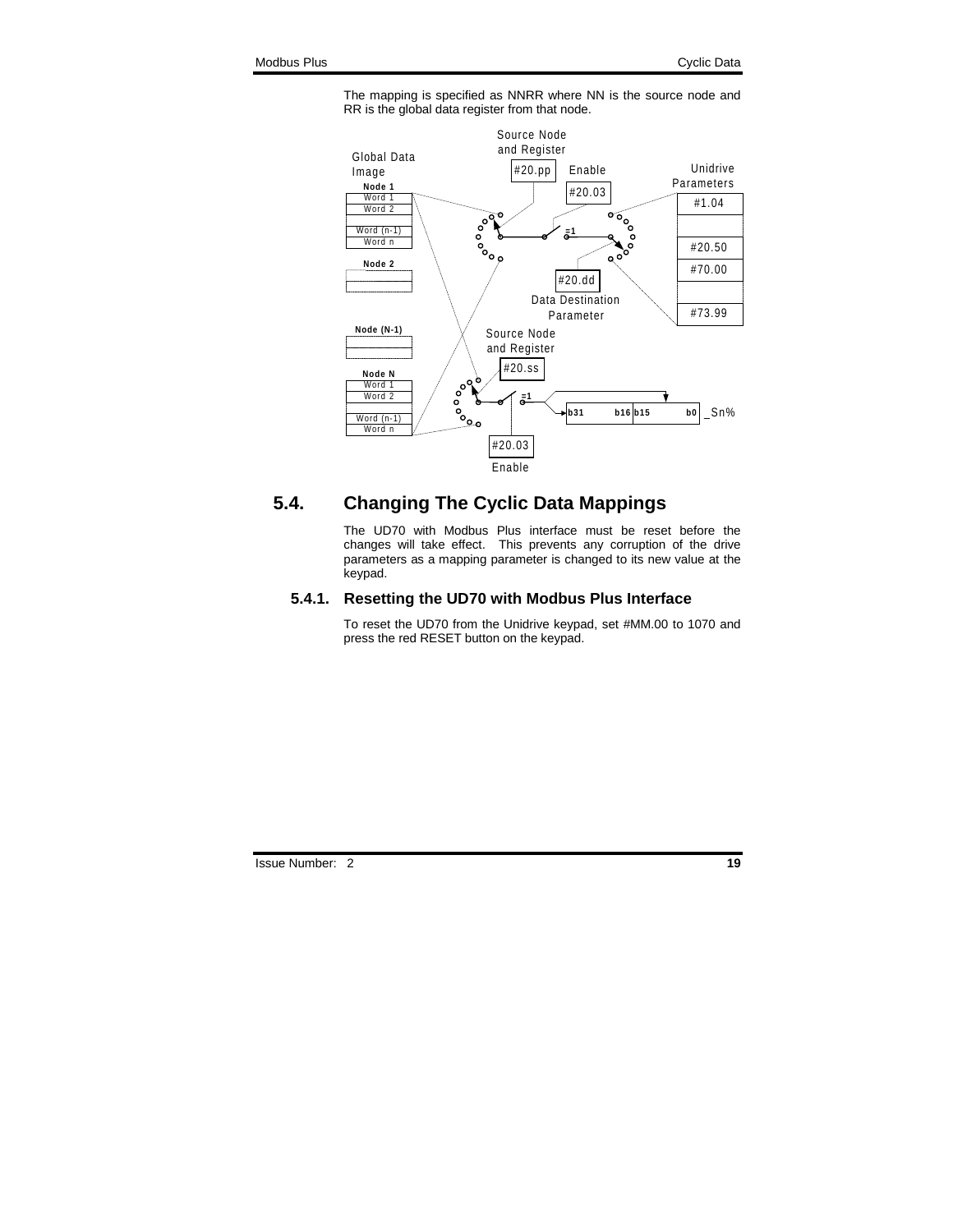The mapping is specified as NNRR where NN is the source node and RR is the global data register from that node.

## 5.4. Changing The Cyclic Data Mappings

The UD70 with Modbus Plus interface must be reset before the changes will take effect. This prevents any corruption of the drive parameters as a mapping parameter is changed to its new value at the keypad.

### 5.4.1. Resetting the UD70 with Modbus Plus Interface

To reset the UD70 from the Unidrive keypad, set #MM.00 to 1070 and press the red RESET button on the keypad.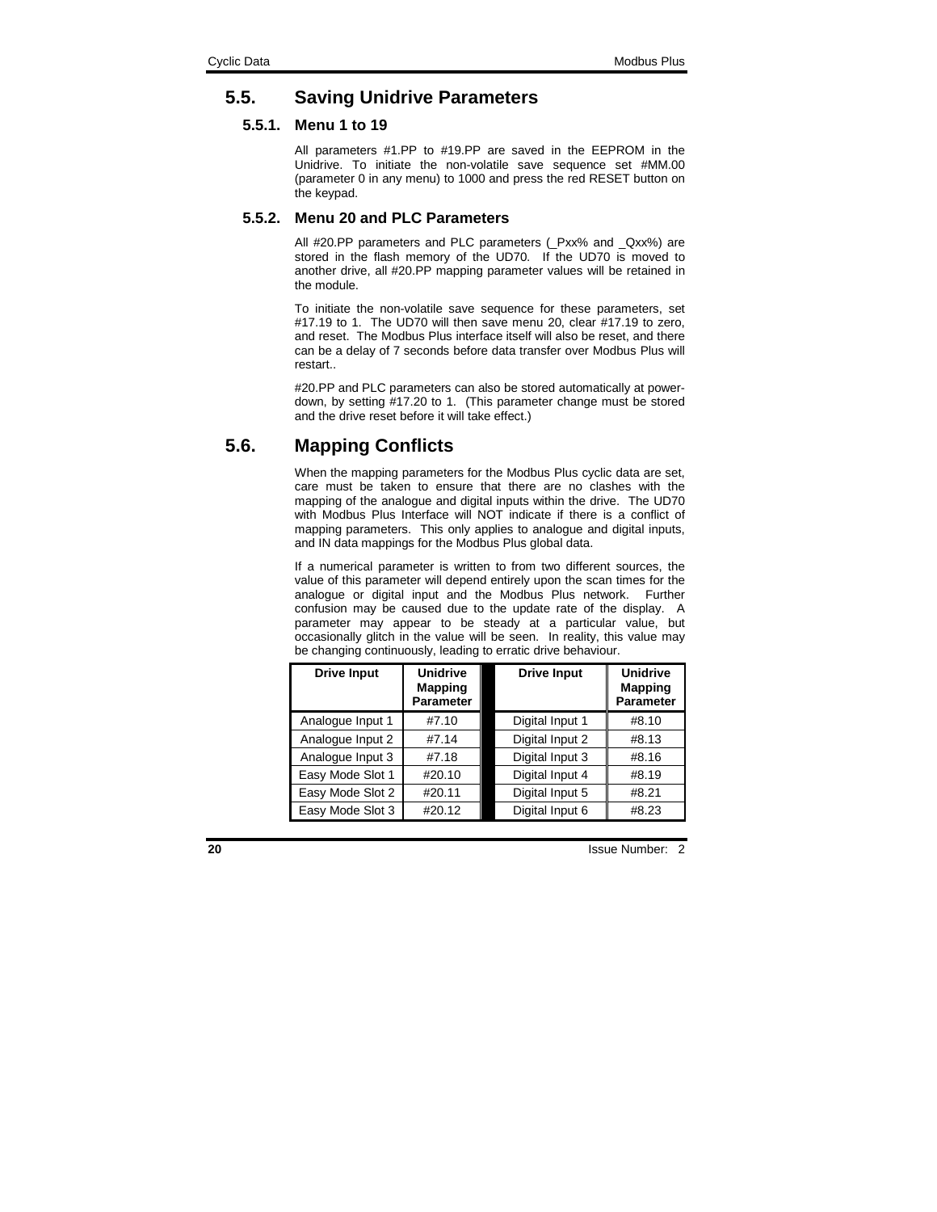## 5.5. Saving Unidrive Parameters

### 5.5.1. Menu 1 to 19

All parameters #1.PP to #19.PP are saved in the EEPROM in the Unidrive. To initiate the non-volatile save sequence set #MM.00 (parameter 0 in any menu) to 1000 and press the red RESET button on the keypad.

### 5.5.2. Menu 20 and PLC Parameters

All #20.PP parameters and PLC parameters (_Pxx% and _Qxx%) are stored in the flash memory of the UD70. If the UD70 is moved to another drive, all #20.PP mapping parameter values will be retained in the module.

To initiate the non-volatile save sequence for these parameters, set #17.19 to 1. The UD70 will then save menu 20, clear #17.19 to zero, and reset. The Modbus Plus interface itself will also be reset, and there can be a delay of 7 seconds before data transfer over Modbus Plus will restart..

#20.PP and PLC parameters can also be stored automatically at power-down, by setting #17.20 to 1. (This parameter change must be stored and the drive reset before it will take effect.)

## 5.6. Mapping Conflicts

When the mapping parameters for the Modbus Plus cyclic data are set, care must be taken to ensure that there are no clashes with the mapping of the analogue and digital inputs within the drive. The UD70 with Modbus Plus Interface will NOT indicate if there is a conflict of mapping parameters. This only applies to analogue and digital inputs, and IN data mappings for the Modbus Plus global data.

If a numerical parameter is written to from two different sources, the value of this parameter will depend entirely upon the scan times for the analogue or digital input and the Modbus Plus network. Further confusion may be caused due to the update rate of the display. A parameter may appear to be steady at a particular value, but occasionally glitch in the value will be seen. In reality, this value may be changing continuously, leading to erratic drive behaviour.

| Drive Input | Unidrive Mapping Parameter | | Drive Input | Unidrive Mapping Parameter |
|---|---|---|---|---|
| Analogue Input 1 | #7.10 | | Digital Input 1 | #8.10 |
| Analogue Input 2 | #7.14 | | Digital Input 2 | #8.13 |
| Analogue Input 3 | #7.18 | | Digital Input 3 | #8.16 |
| Easy Mode Slot 1 | #20.10 | | Digital Input 4 | #8.19 |
| Easy Mode Slot 2 | #20.11 | | Digital Input 5 | #8.21 |
| Easy Mode Slot 3 | #20.12 | | Digital Input 6 | #8.23 |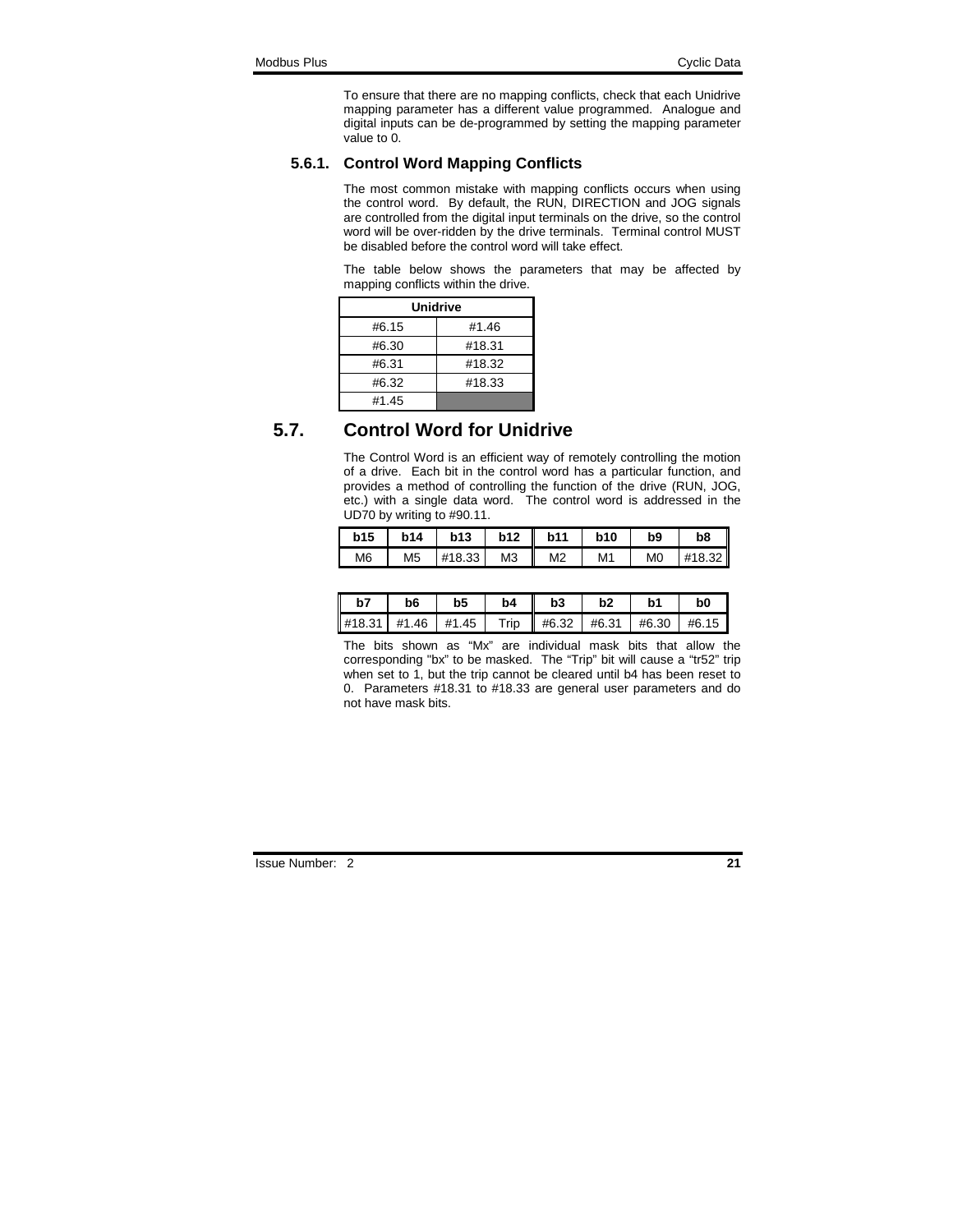To ensure that there are no mapping conflicts, check that each Unidrive mapping parameter has a different value programmed. Analogue and digital inputs can be de-programmed by setting the mapping parameter value to 0.

### 5.6.1. Control Word Mapping Conflicts

The most common mistake with mapping conflicts occurs when using the control word. By default, the RUN, DIRECTION and JOG signals are controlled from the digital input terminals on the drive, so the control word will be over-ridden by the drive terminals. Terminal control MUST be disabled before the control word will take effect.

The table below shows the parameters that may be affected by mapping conflicts within the drive.

| Unidrive | |
|---|---|
| #6.15 | #1.46 |
| #6.30 | #18.31 |
| #6.31 | #18.32 |
| #6.32 | #18.33 |
| #1.45 | |

## 5.7. Control Word for Unidrive

The Control Word is an efficient way of remotely controlling the motion of a drive. Each bit in the control word has a particular function, and provides a method of controlling the function of the drive (RUN, JOG, etc.) with a single data word. The control word is addressed in the UD70 by writing to #90.11.

| b15 | b14 | b13 | b12 | b11 | b10 | b9 | b8 |
|---|---|---|---|---|---|---|---|
| M6 | M5 | #18.33 | M3 | M2 | M1 | M0 | #18.32 |

| b7 | b6 | b5 | b4 | b3 | b2 | b1 | b0 |
|---|---|---|---|---|---|---|---|
| #18.31 | #1.46 | #1.45 | Trip | #6.32 | #6.31 | #6.30 | #6.15 |

The bits shown as "Mx" are individual mask bits that allow the corresponding "bx" to be masked. The "Trip" bit will cause a "tr52" trip when set to 1, but the trip cannot be cleared until b4 has been reset to 0. Parameters #18.31 to #18.33 are general user parameters and do not have mask bits.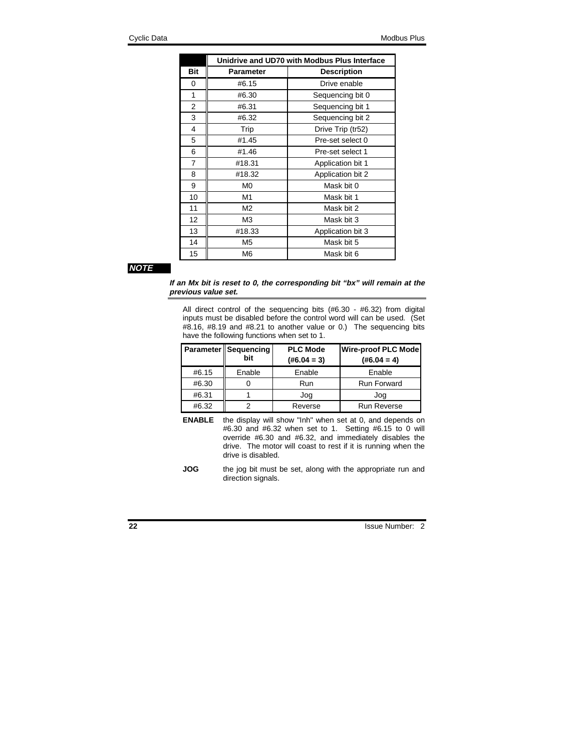| | Unidrive and UD70 with Modbus Plus Interface | |
|---|---|---|
| **Bit** | **Parameter** | **Description** |
| 0 | #6.15 | Drive enable |
| 1 | #6.30 | Sequencing bit 0 |
| 2 | #6.31 | Sequencing bit 1 |
| 3 | #6.32 | Sequencing bit 2 |
| 4 | Trip | Drive Trip (tr52) |
| 5 | #1.45 | Pre-set select 0 |
| 6 | #1.46 | Pre-set select 1 |
| 7 | #18.31 | Application bit 1 |
| 8 | #18.32 | Application bit 2 |
| 9 | M0 | Mask bit 0 |
| 10 | M1 | Mask bit 1 |
| 11 | M2 | Mask bit 2 |
| 12 | M3 | Mask bit 3 |
| 13 | #18.33 | Application bit 3 |
| 14 | M5 | Mask bit 5 |
| 15 | M6 | Mask bit 6 |

***NOTE***

***If an Mx bit is reset to 0, the corresponding bit "bx" will remain at the previous value set.***

All direct control of the sequencing bits (#6.30 - #6.32) from digital inputs must be disabled before the control word will can be used. (Set #8.16, #8.19 and #8.21 to another value or 0.) The sequencing bits have the following functions when set to 1.

| Parameter | Sequencing bit | PLC Mode (#6.04 = 3) | Wire-proof PLC Mode (#6.04 = 4) |
|---|---|---|---|
| #6.15 | Enable | Enable | Enable |
| #6.30 | 0 | Run | Run Forward |
| #6.31 | 1 | Jog | Jog |
| #6.32 | 2 | Reverse | Run Reverse |

**ENABLE** the display will show "Inh" when set at 0, and depends on #6.30 and #6.32 when set to 1. Setting #6.15 to 0 will override #6.30 and #6.32, and immediately disables the drive. The motor will coast to rest if it is running when the drive is disabled.

**JOG** the jog bit must be set, along with the appropriate run and direction signals.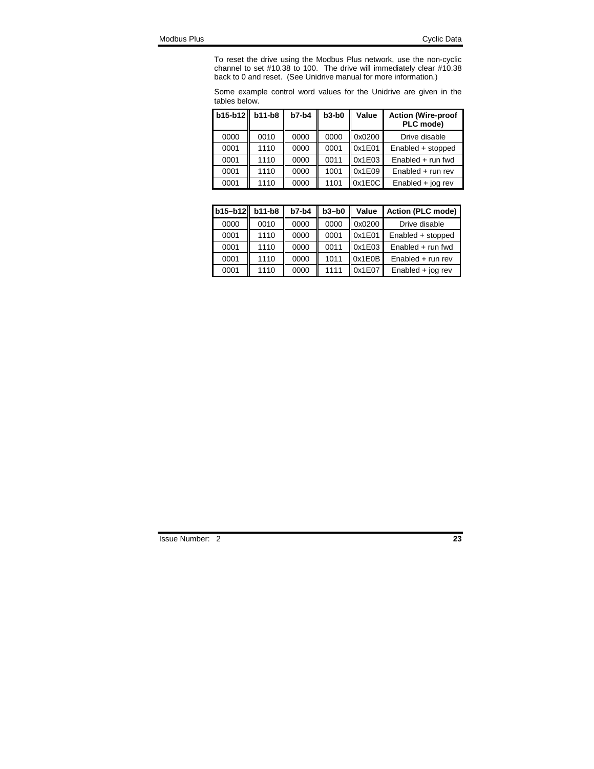To reset the drive using the Modbus Plus network, use the non-cyclic channel to set #10.38 to 100. The drive will immediately clear #10.38 back to 0 and reset. (See Unidrive manual for more information.)

Some example control word values for the Unidrive are given in the tables below.

| b15-b12 | b11-b8 | b7-b4 | b3-b0 | Value | Action (Wire-proof PLC mode) |
|---|---|---|---|---|---|
| 0000 | 0010 | 0000 | 0000 | 0x0200 | Drive disable |
| 0001 | 1110 | 0000 | 0001 | 0x1E01 | Enabled + stopped |
| 0001 | 1110 | 0000 | 0011 | 0x1E03 | Enabled + run fwd |
| 0001 | 1110 | 0000 | 1001 | 0x1E09 | Enabled + run rev |
| 0001 | 1110 | 0000 | 1101 | 0x1E0C | Enabled + jog rev |

| b15–b12 | b11-b8 | b7-b4 | b3–b0 | Value | Action (PLC mode) |
|---|---|---|---|---|---|
| 0000 | 0010 | 0000 | 0000 | 0x0200 | Drive disable |
| 0001 | 1110 | 0000 | 0001 | 0x1E01 | Enabled + stopped |
| 0001 | 1110 | 0000 | 0011 | 0x1E03 | Enabled + run fwd |
| 0001 | 1110 | 0000 | 1011 | 0x1E0B | Enabled + run rev |
| 0001 | 1110 | 0000 | 1111 | 0x1E07 | Enabled + jog rev |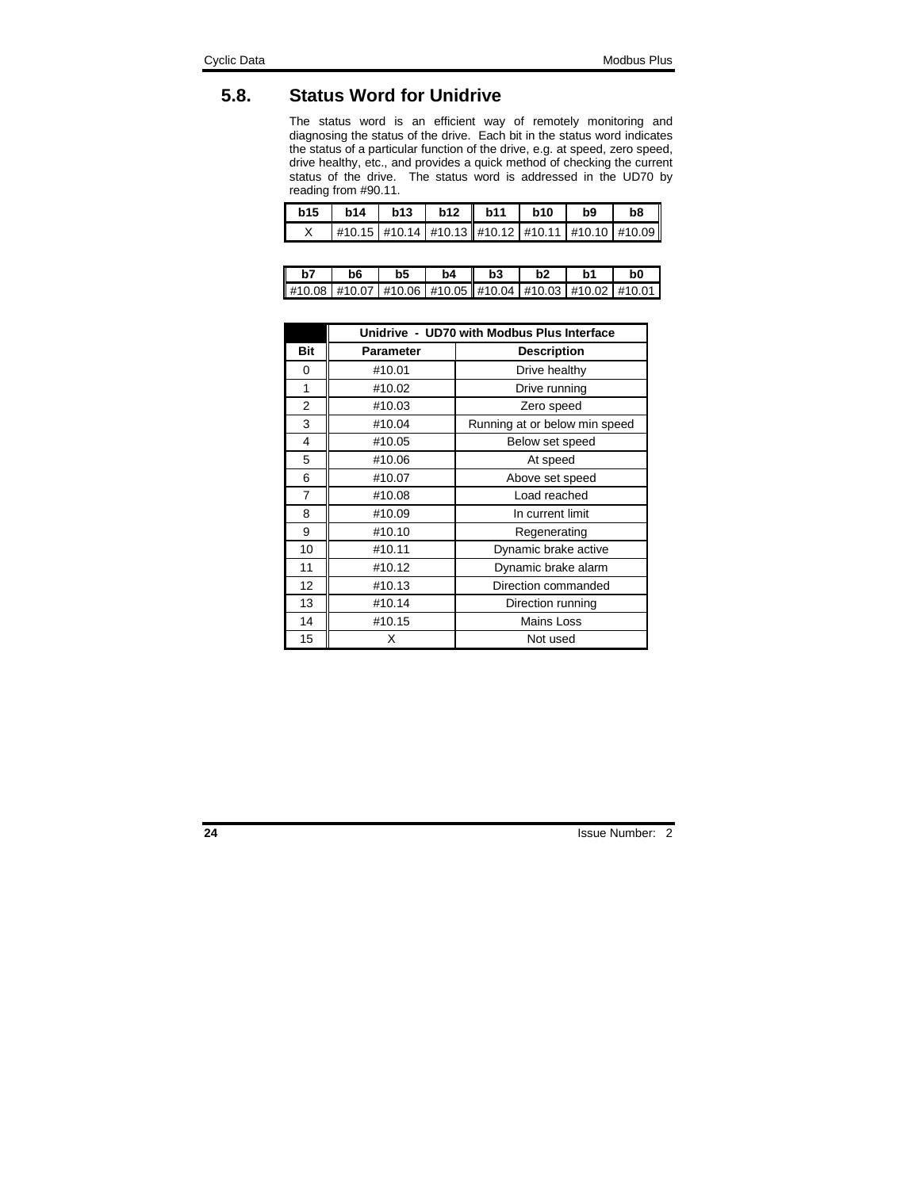## 5.8. Status Word for Unidrive

The status word is an efficient way of remotely monitoring and diagnosing the status of the drive. Each bit in the status word indicates the status of a particular function of the drive, e.g. at speed, zero speed, drive healthy, etc., and provides a quick method of checking the current status of the drive. The status word is addressed in the UD70 by reading from #90.11.

| b15 | b14 | b13 | b12 | b11 | b10 | b9 | b8 |
|---|---|---|---|---|---|---|---|
| X | #10.15 | #10.14 | #10.13 | #10.12 | #10.11 | #10.10 | #10.09 |

| b7 | b6 | b5 | b4 | b3 | b2 | b1 | b0 |
|---|---|---|---|---|---|---|---|
| #10.08 | #10.07 | #10.06 | #10.05 | #10.04 | #10.03 | #10.02 | #10.01 |

| | Unidrive - UD70 with Modbus Plus Interface | |
|---|---|---|
| **Bit** | **Parameter** | **Description** |
| 0 | #10.01 | Drive healthy |
| 1 | #10.02 | Drive running |
| 2 | #10.03 | Zero speed |
| 3 | #10.04 | Running at or below min speed |
| 4 | #10.05 | Below set speed |
| 5 | #10.06 | At speed |
| 6 | #10.07 | Above set speed |
| 7 | #10.08 | Load reached |
| 8 | #10.09 | In current limit |
| 9 | #10.10 | Regenerating |
| 10 | #10.11 | Dynamic brake active |
| 11 | #10.12 | Dynamic brake alarm |
| 12 | #10.13 | Direction commanded |
| 13 | #10.14 | Direction running |
| 14 | #10.15 | Mains Loss |
| 15 | X | Not used |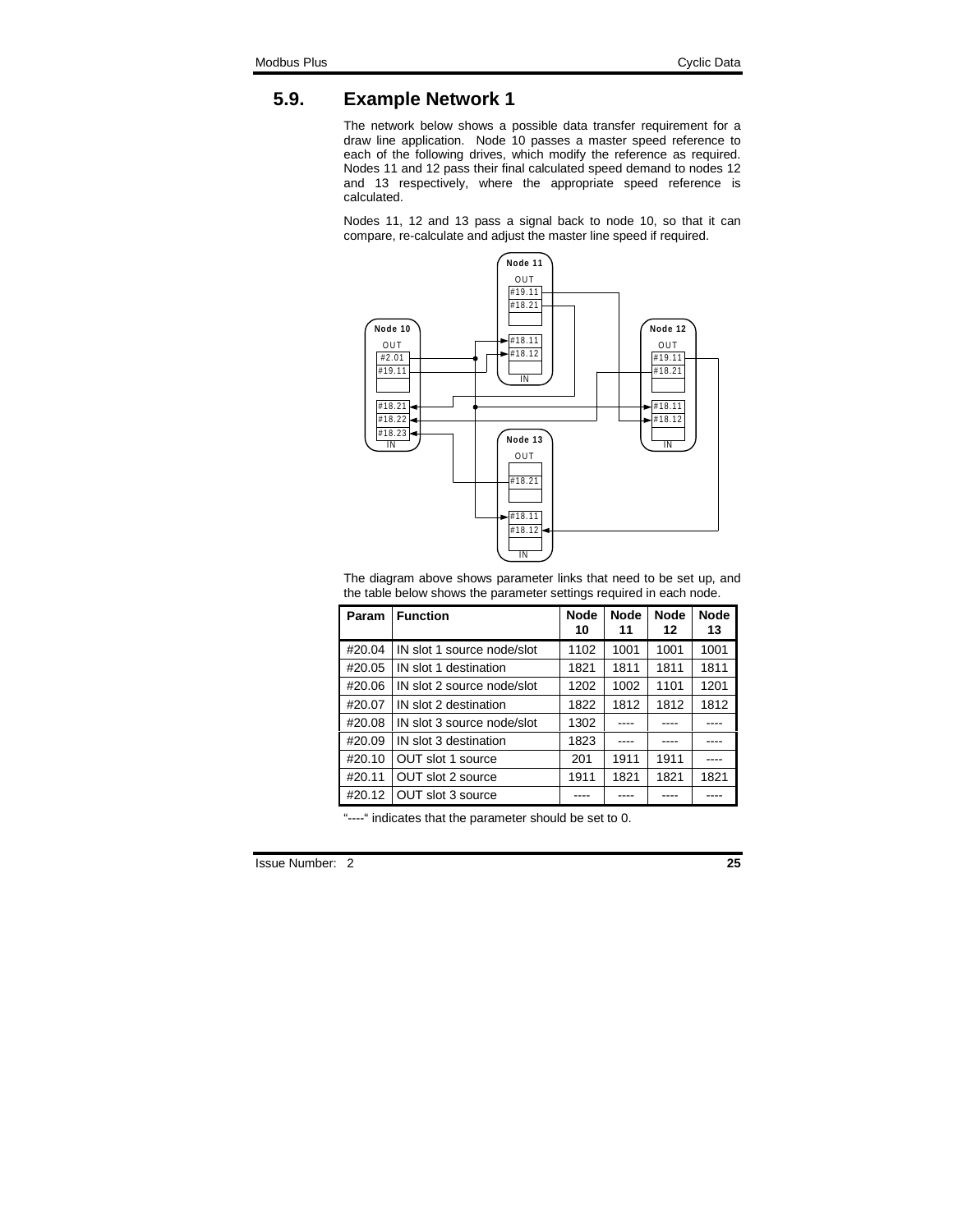## 5.9. Example Network 1

The network below shows a possible data transfer requirement for a draw line application. Node 10 passes a master speed reference to each of the following drives, which modify the reference as required. Nodes 11 and 12 pass their final calculated speed demand to nodes 12 and 13 respectively, where the appropriate speed reference is calculated.

Nodes 11, 12 and 13 pass a signal back to node 10, so that it can compare, re-calculate and adjust the master line speed if required.

The diagram above shows parameter links that need to be set up, and the table below shows the parameter settings required in each node.

| Param | Function | Node 10 | Node 11 | Node 12 | Node 13 |
|---|---|---|---|---|---|
| #20.04 | IN slot 1 source node/slot | 1102 | 1001 | 1001 | 1001 |
| #20.05 | IN slot 1 destination | 1821 | 1811 | 1811 | 1811 |
| #20.06 | IN slot 2 source node/slot | 1202 | 1002 | 1101 | 1201 |
| #20.07 | IN slot 2 destination | 1822 | 1812 | 1812 | 1812 |
| #20.08 | IN slot 3 source node/slot | 1302 | ---- | ---- | ---- |
| #20.09 | IN slot 3 destination | 1823 | ---- | ---- | ---- |
| #20.10 | OUT slot 1 source | 201 | 1911 | 1911 | ---- |
| #20.11 | OUT slot 2 source | 1911 | 1821 | 1821 | 1821 |
| #20.12 | OUT slot 3 source | ---- | ---- | ---- | ---- |

"----" indicates that the parameter should be set to 0.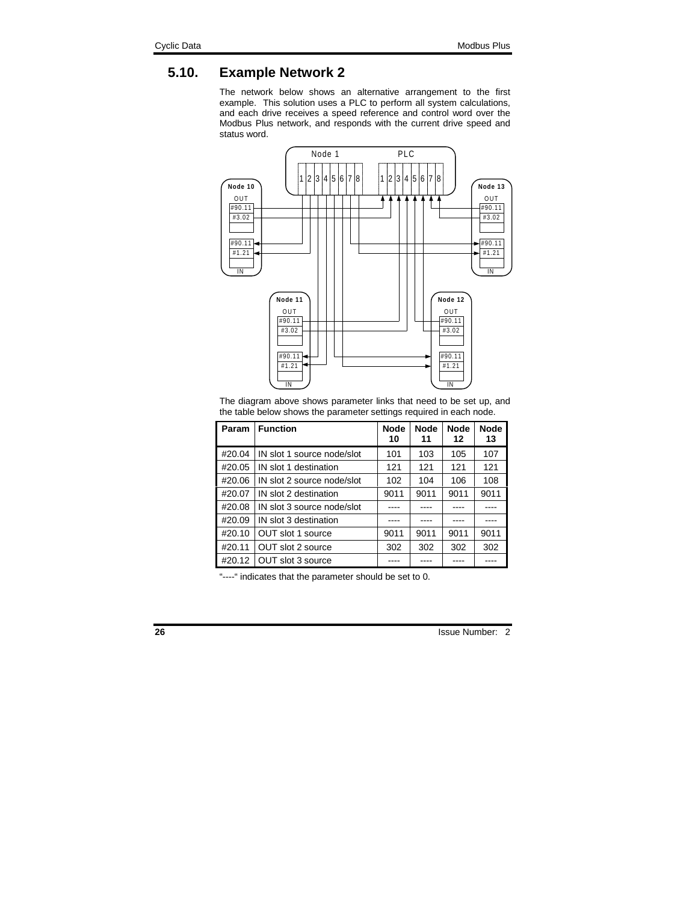## 5.10. Example Network 2

The network below shows an alternative arrangement to the first example. This solution uses a PLC to perform all system calculations, and each drive receives a speed reference and control word over the Modbus Plus network, and responds with the current drive speed and status word.

The diagram above shows parameter links that need to be set up, and the table below shows the parameter settings required in each node.

| Param | Function | Node 10 | Node 11 | Node 12 | Node 13 |
|---|---|---|---|---|---|
| #20.04 | IN slot 1 source node/slot | 101 | 103 | 105 | 107 |
| #20.05 | IN slot 1 destination | 121 | 121 | 121 | 121 |
| #20.06 | IN slot 2 source node/slot | 102 | 104 | 106 | 108 |
| #20.07 | IN slot 2 destination | 9011 | 9011 | 9011 | 9011 |
| #20.08 | IN slot 3 source node/slot | ---- | ---- | ---- | ---- |
| #20.09 | IN slot 3 destination | ---- | ---- | ---- | ---- |
| #20.10 | OUT slot 1 source | 9011 | 9011 | 9011 | 9011 |
| #20.11 | OUT slot 2 source | 302 | 302 | 302 | 302 |
| #20.12 | OUT slot 3 source | ---- | ---- | ---- | ---- |

"----" indicates that the parameter should be set to 0.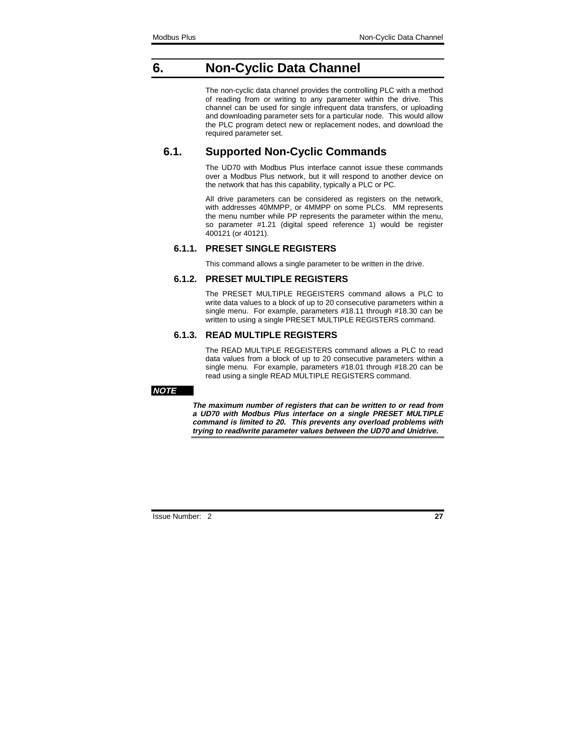# 6. Non-Cyclic Data Channel

The non-cyclic data channel provides the controlling PLC with a method of reading from or writing to any parameter within the drive. This channel can be used for single infrequent data transfers, or uploading and downloading parameter sets for a particular node. This would allow the PLC program detect new or replacement nodes, and download the required parameter set.

## 6.1. Supported Non-Cyclic Commands

The UD70 with Modbus Plus interface cannot issue these commands over a Modbus Plus network, but it will respond to another device on the network that has this capability, typically a PLC or PC.

All drive parameters can be considered as registers on the network, with addresses 40MMPP, or 4MMPP on some PLCs. MM represents the menu number while PP represents the parameter within the menu, so parameter #1.21 (digital speed reference 1) would be register 400121 (or 40121).

### 6.1.1. PRESET SINGLE REGISTERS

This command allows a single parameter to be written in the drive.

### 6.1.2. PRESET MULTIPLE REGISTERS

The PRESET MULTIPLE REGEISTERS command allows a PLC to write data values to a block of up to 20 consecutive parameters within a single menu. For example, parameters #18.11 through #18.30 can be written to using a single PRESET MULTIPLE REGISTERS command.

### 6.1.3. READ MULTIPLE REGISTERS

The READ MULTIPLE REGEISTERS command allows a PLC to read data values from a block of up to 20 consecutive parameters within a single menu. For example, parameters #18.01 through #18.20 can be read using a single READ MULTIPLE REGISTERS command.

***NOTE***

***The maximum number of registers that can be written to or read from a UD70 with Modbus Plus interface on a single PRESET MULTIPLE command is limited to 20. This prevents any overload problems with trying to read/write parameter values between the UD70 and Unidrive.***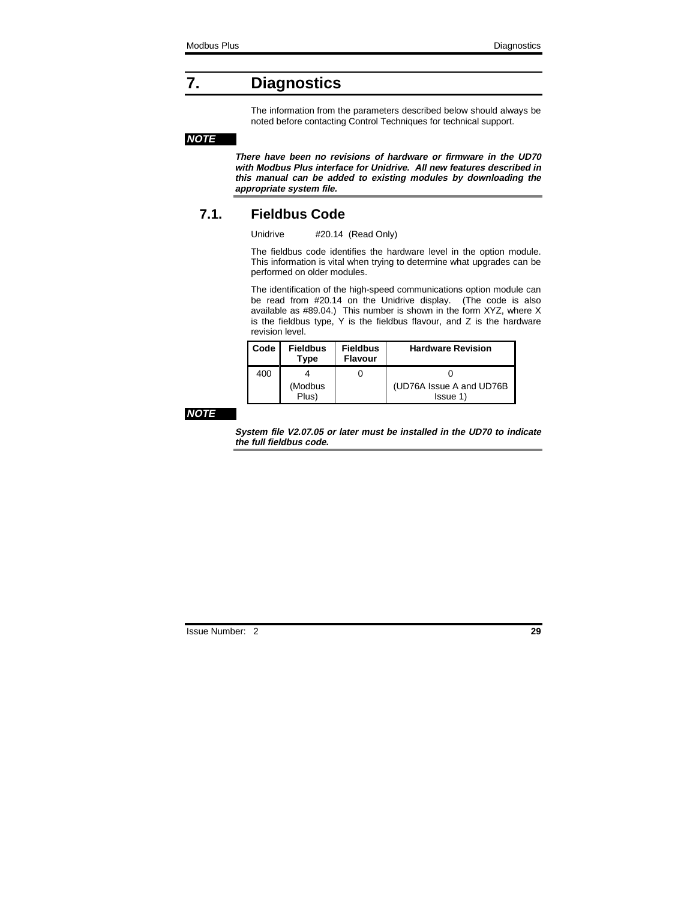# 7. Diagnostics

The information from the parameters described below should always be noted before contacting Control Techniques for technical support.

***NOTE***

***There have been no revisions of hardware or firmware in the UD70 with Modbus Plus interface for Unidrive. All new features described in this manual can be added to existing modules by downloading the appropriate system file.***

## 7.1. Fieldbus Code

Unidrive #20.14 (Read Only)

The fieldbus code identifies the hardware level in the option module. This information is vital when trying to determine what upgrades can be performed on older modules.

The identification of the high-speed communications option module can be read from #20.14 on the Unidrive display. (The code is also available as #89.04.) This number is shown in the form XYZ, where X is the fieldbus type, Y is the fieldbus flavour, and Z is the hardware revision level.

| Code | Fieldbus Type | Fieldbus Flavour | Hardware Revision |
|---|---|---|---|
| 400 | 4 (Modbus Plus) | 0 | 0 (UD76A Issue A and UD76B Issue 1) |

***NOTE***

***System file V2.07.05 or later must be installed in the UD70 to indicate the full fieldbus code.***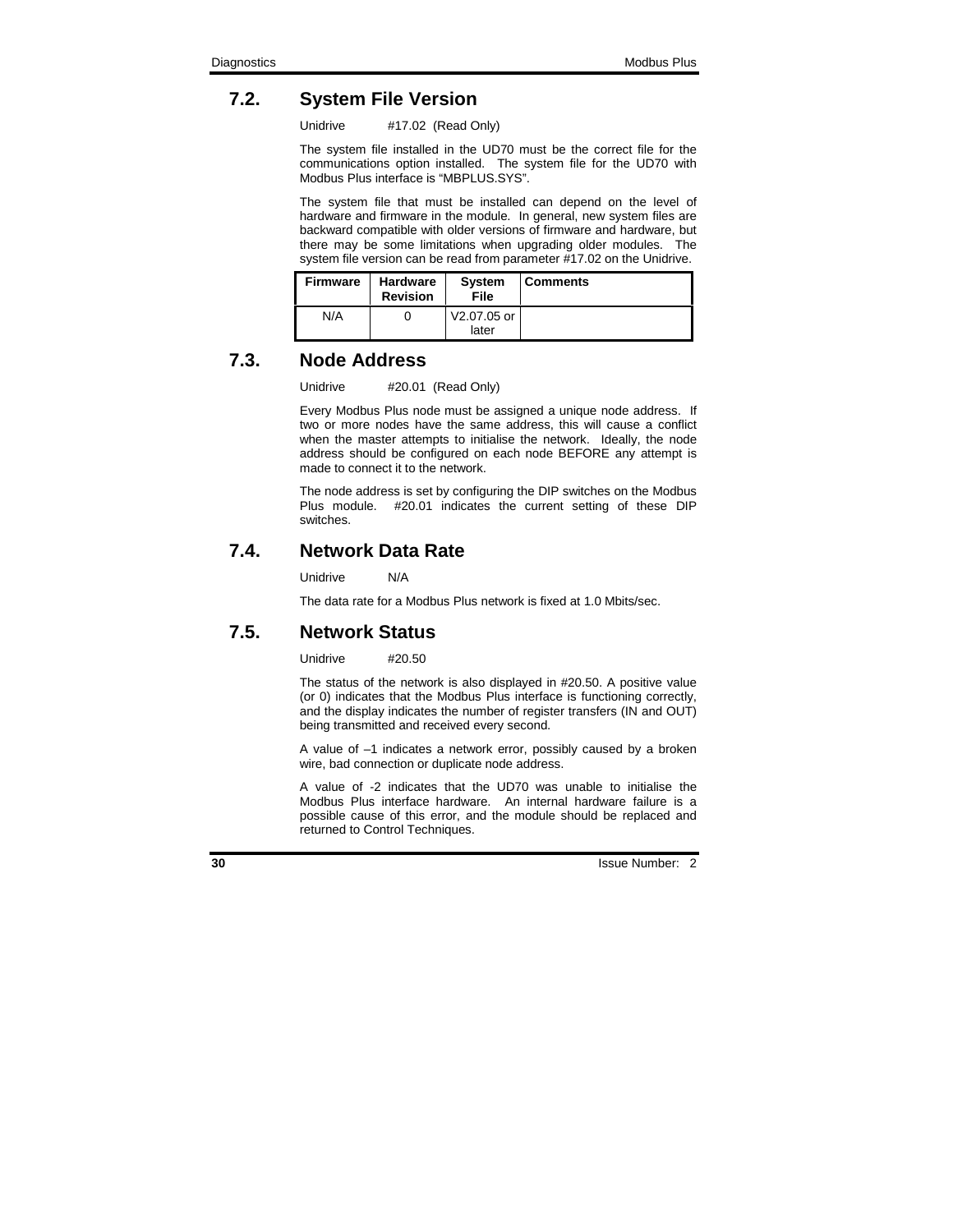## 7.2. System File Version

Unidrive #17.02 (Read Only)

The system file installed in the UD70 must be the correct file for the communications option installed. The system file for the UD70 with Modbus Plus interface is "MBPLUS.SYS".

The system file that must be installed can depend on the level of hardware and firmware in the module. In general, new system files are backward compatible with older versions of firmware and hardware, but there may be some limitations when upgrading older modules. The system file version can be read from parameter #17.02 on the Unidrive.

| Firmware | Hardware Revision | System File | Comments |
|---|---|---|---|
| N/A | 0 | V2.07.05 or later | |

## 7.3. Node Address

Unidrive #20.01 (Read Only)

Every Modbus Plus node must be assigned a unique node address. If two or more nodes have the same address, this will cause a conflict when the master attempts to initialise the network. Ideally, the node address should be configured on each node BEFORE any attempt is made to connect it to the network.

The node address is set by configuring the DIP switches on the Modbus Plus module. #20.01 indicates the current setting of these DIP switches.

## 7.4. Network Data Rate

Unidrive N/A

The data rate for a Modbus Plus network is fixed at 1.0 Mbits/sec.

## 7.5. Network Status

Unidrive #20.50

The status of the network is also displayed in #20.50. A positive value (or 0) indicates that the Modbus Plus interface is functioning correctly, and the display indicates the number of register transfers (IN and OUT) being transmitted and received every second.

A value of –1 indicates a network error, possibly caused by a broken wire, bad connection or duplicate node address.

A value of -2 indicates that the UD70 was unable to initialise the Modbus Plus interface hardware. An internal hardware failure is a possible cause of this error, and the module should be replaced and returned to Control Techniques.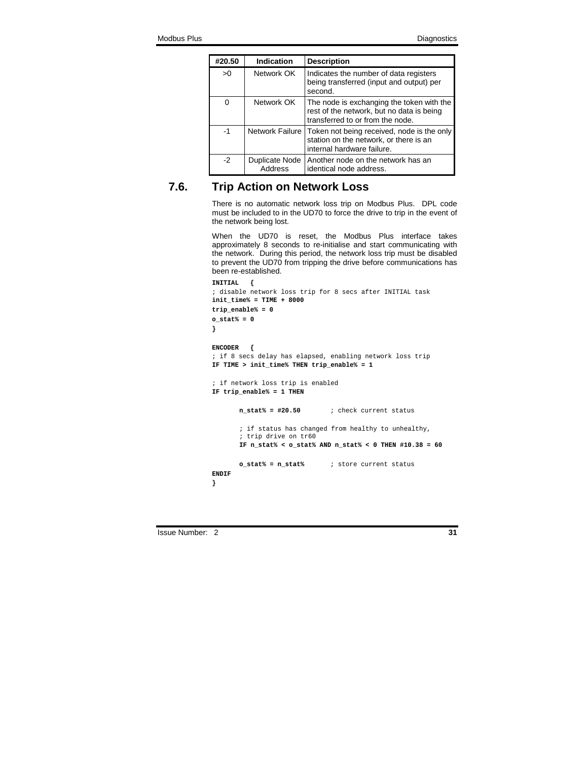| #20.50 | Indication | Description |
|---|---|---|
| >0 | Network OK | Indicates the number of data registers being transferred (input and output) per second. |
| 0 | Network OK | The node is exchanging the token with the rest of the network, but no data is being transferred to or from the node. |
| -1 | Network Failure | Token not being received, node is the only station on the network, or there is an internal hardware failure. |
| -2 | Duplicate Node Address | Another node on the network has an identical node address. |

## 7.6. Trip Action on Network Loss

There is no automatic network loss trip on Modbus Plus. DPL code must be included to in the UD70 to force the drive to trip in the event of the network being lost.

When the UD70 is reset, the Modbus Plus interface takes approximately 8 seconds to re-initialise and start communicating with the network. During this period, the network loss trip must be disabled to prevent the UD70 from tripping the drive before communications has been re-established.

```
INITIAL   {
; disable network loss trip for 8 secs after INITIAL task
init_time% = TIME + 8000
trip_enable% = 0
o_stat% = 0
}

ENCODER   {
; if 8 secs delay has elapsed, enabling network loss trip
IF TIME > init_time% THEN trip_enable% = 1

; if network loss trip is enabled
IF trip_enable% = 1 THEN

       n_stat% = #20.50        ; check current status

       ; if status has changed from healthy to unhealthy,
       ; trip drive on tr60
       IF n_stat% < o_stat% AND n_stat% < 0 THEN #10.38 = 60

       o_stat% = n_stat%       ; store current status
ENDIF
}
```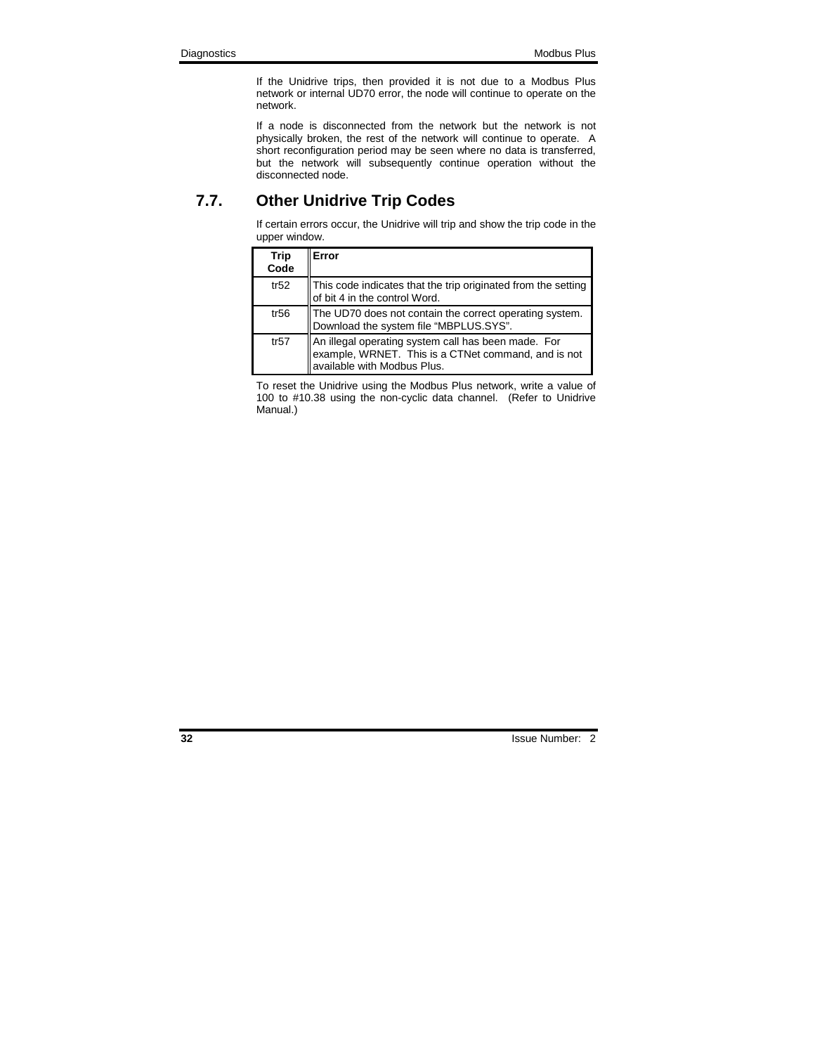If the Unidrive trips, then provided it is not due to a Modbus Plus network or internal UD70 error, the node will continue to operate on the network.

If a node is disconnected from the network but the network is not physically broken, the rest of the network will continue to operate. A short reconfiguration period may be seen where no data is transferred, but the network will subsequently continue operation without the disconnected node.

## 7.7. Other Unidrive Trip Codes

If certain errors occur, the Unidrive will trip and show the trip code in the upper window.

| Trip Code | Error |
|---|---|
| tr52 | This code indicates that the trip originated from the setting of bit 4 in the control Word. |
| tr56 | The UD70 does not contain the correct operating system. Download the system file "MBPLUS.SYS". |
| tr57 | An illegal operating system call has been made. For example, WRNET. This is a CTNet command, and is not available with Modbus Plus. |

To reset the Unidrive using the Modbus Plus network, write a value of 100 to #10.38 using the non-cyclic data channel. (Refer to Unidrive Manual.)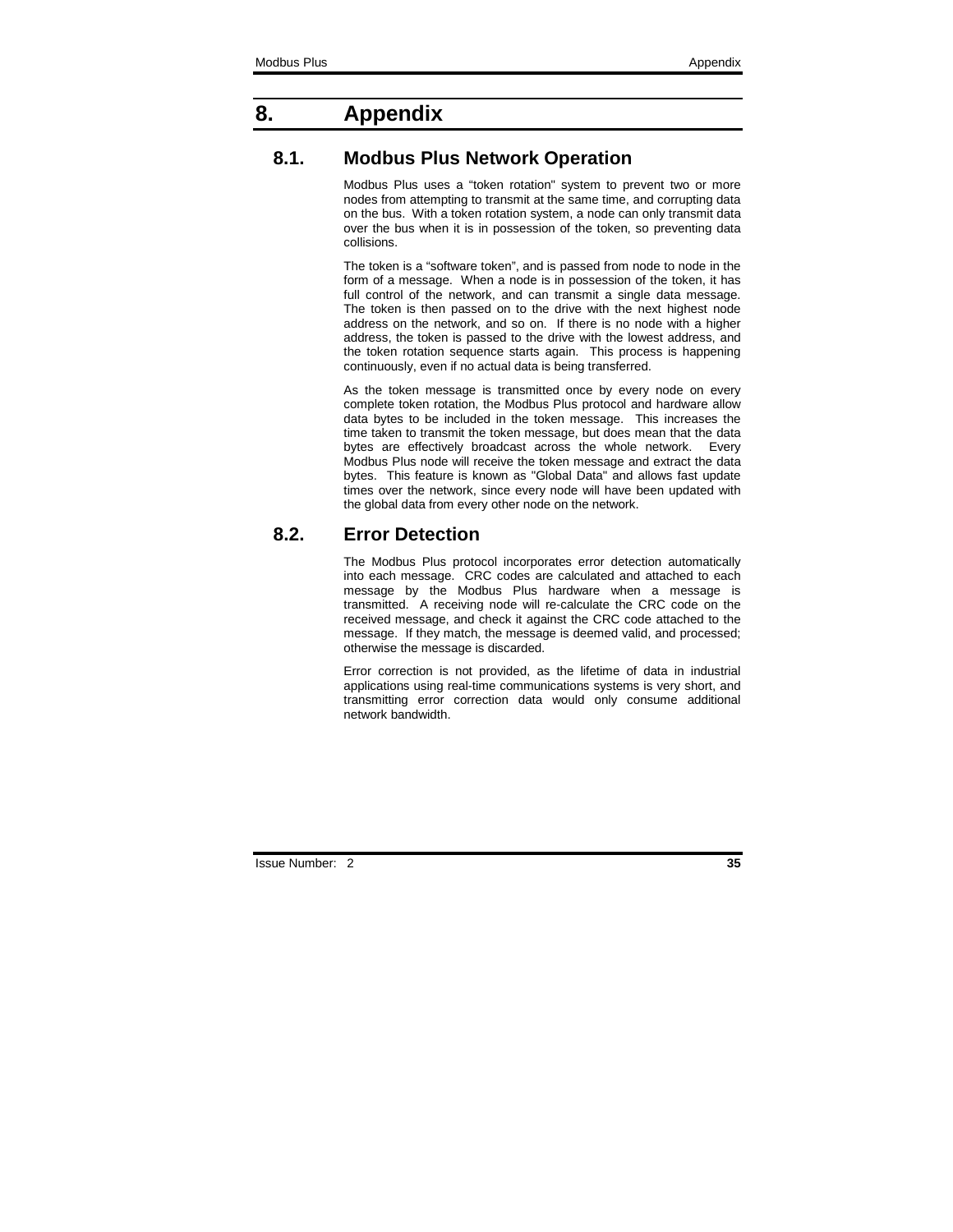# 8. Appendix

## 8.1. Modbus Plus Network Operation

Modbus Plus uses a "token rotation" system to prevent two or more nodes from attempting to transmit at the same time, and corrupting data on the bus. With a token rotation system, a node can only transmit data over the bus when it is in possession of the token, so preventing data collisions.

The token is a "software token", and is passed from node to node in the form of a message. When a node is in possession of the token, it has full control of the network, and can transmit a single data message. The token is then passed on to the drive with the next highest node address on the network, and so on. If there is no node with a higher address, the token is passed to the drive with the lowest address, and the token rotation sequence starts again. This process is happening continuously, even if no actual data is being transferred.

As the token message is transmitted once by every node on every complete token rotation, the Modbus Plus protocol and hardware allow data bytes to be included in the token message. This increases the time taken to transmit the token message, but does mean that the data bytes are effectively broadcast across the whole network. Every Modbus Plus node will receive the token message and extract the data bytes. This feature is known as "Global Data" and allows fast update times over the network, since every node will have been updated with the global data from every other node on the network.

## 8.2. Error Detection

The Modbus Plus protocol incorporates error detection automatically into each message. CRC codes are calculated and attached to each message by the Modbus Plus hardware when a message is transmitted. A receiving node will re-calculate the CRC code on the received message, and check it against the CRC code attached to the message. If they match, the message is deemed valid, and processed; otherwise the message is discarded.

Error correction is not provided, as the lifetime of data in industrial applications using real-time communications systems is very short, and transmitting error correction data would only consume additional network bandwidth.